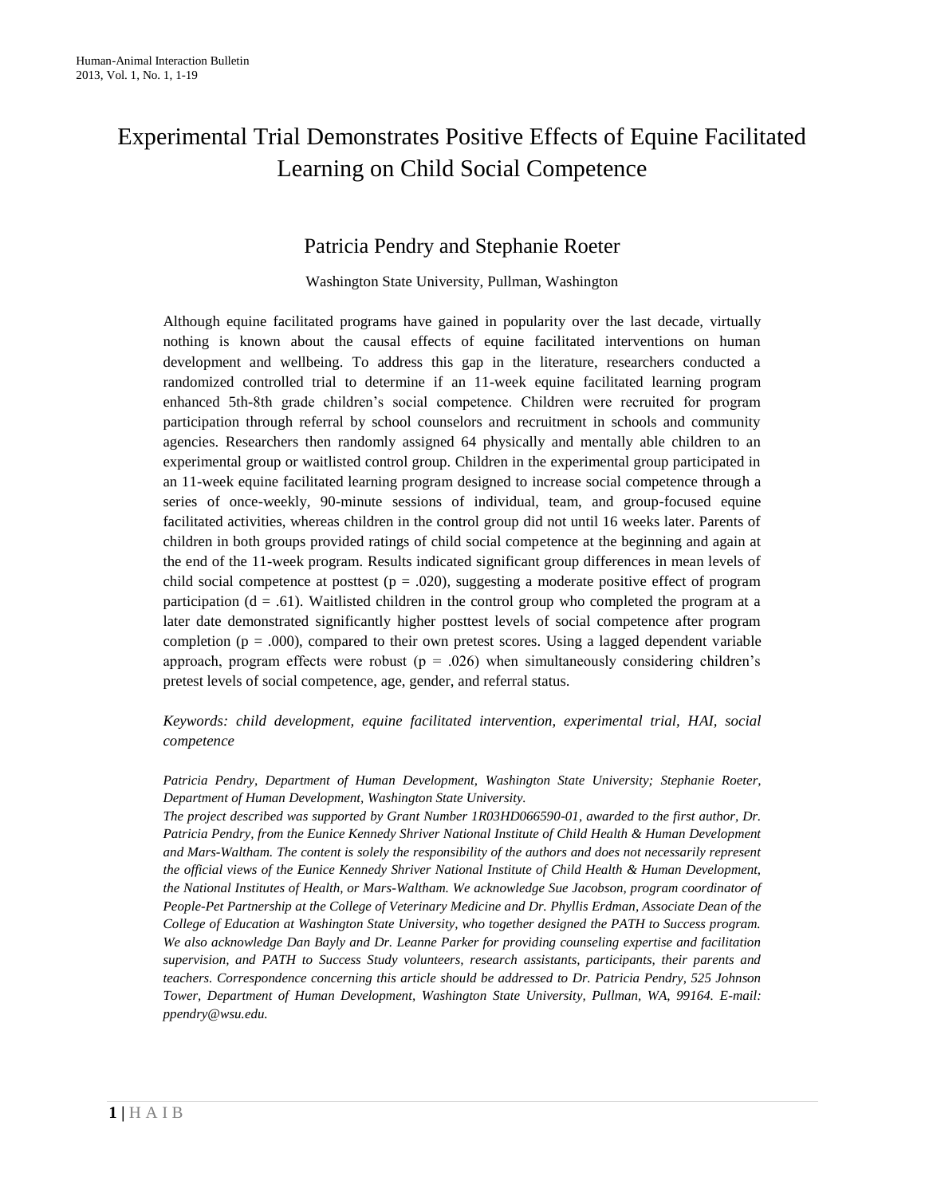# Experimental Trial Demonstrates Positive Effects of Equine Facilitated Learning on Child Social Competence

## Patricia Pendry and Stephanie Roeter

Washington State University, Pullman, Washington

Although equine facilitated programs have gained in popularity over the last decade, virtually nothing is known about the causal effects of equine facilitated interventions on human development and wellbeing. To address this gap in the literature, researchers conducted a randomized controlled trial to determine if an 11-week equine facilitated learning program enhanced 5th-8th grade children's social competence. Children were recruited for program participation through referral by school counselors and recruitment in schools and community agencies. Researchers then randomly assigned 64 physically and mentally able children to an experimental group or waitlisted control group. Children in the experimental group participated in an 11-week equine facilitated learning program designed to increase social competence through a series of once-weekly, 90-minute sessions of individual, team, and group-focused equine facilitated activities, whereas children in the control group did not until 16 weeks later. Parents of children in both groups provided ratings of child social competence at the beginning and again at the end of the 11-week program. Results indicated significant group differences in mean levels of child social competence at posttest ($p = .020$), suggesting a moderate positive effect of program participation ($d = .61$). Waitlisted children in the control group who completed the program at a later date demonstrated significantly higher posttest levels of social competence after program completion ($p = .000$), compared to their own pretest scores. Using a lagged dependent variable approach, program effects were robust ($p = .026$) when simultaneously considering children's pretest levels of social competence, age, gender, and referral status.

*Keywords: child development, equine facilitated intervention, experimental trial, HAI, social competence*

*Patricia Pendry, Department of Human Development, Washington State University; Stephanie Roeter, Department of Human Development, Washington State University.*
*The project described was supported by Grant Number 1R03HD066590-01, awarded to the first author, Dr. Patricia Pendry, from the Eunice Kennedy Shriver National Institute of Child Health & Human Development and Mars-Waltham. The content is solely the responsibility of the authors and does not necessarily represent the official views of the Eunice Kennedy Shriver National Institute of Child Health & Human Development, the National Institutes of Health, or Mars-Waltham. We acknowledge Sue Jacobson, program coordinator of People-Pet Partnership at the College of Veterinary Medicine and Dr. Phyllis Erdman, Associate Dean of the College of Education at Washington State University, who together designed the PATH to Success program. We also acknowledge Dan Bayly and Dr. Leanne Parker for providing counseling expertise and facilitation supervision, and PATH to Success Study volunteers, research assistants, participants, their parents and teachers. Correspondence concerning this article should be addressed to Dr. Patricia Pendry, 525 Johnson Tower, Department of Human Development, Washington State University, Pullman, WA, 99164. E-mail: ppendry@wsu.edu.*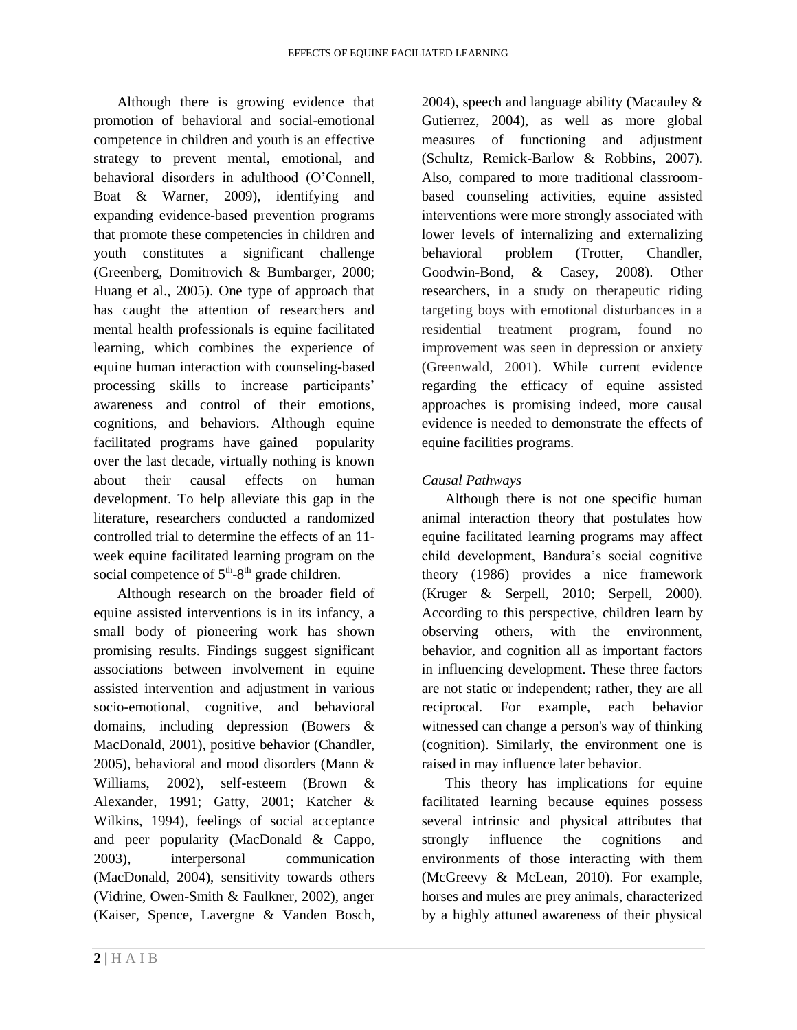Although there is growing evidence that promotion of behavioral and social-emotional competence in children and youth is an effective strategy to prevent mental, emotional, and behavioral disorders in adulthood (O'Connell, Boat & Warner, 2009), identifying and expanding evidence-based prevention programs that promote these competencies in children and youth constitutes a significant challenge (Greenberg, Domitrovich & Bumbarger, 2000; Huang et al., 2005). One type of approach that has caught the attention of researchers and mental health professionals is equine facilitated learning, which combines the experience of equine human interaction with counseling-based processing skills to increase participants' awareness and control of their emotions, cognitions, and behaviors. Although equine facilitated programs have gained popularity over the last decade, virtually nothing is known about their causal effects on human development. To help alleviate this gap in the literature, researchers conducted a randomized controlled trial to determine the effects of an 11-week equine facilitated learning program on the social competence of 5th-8th grade children.

Although research on the broader field of equine assisted interventions is in its infancy, a small body of pioneering work has shown promising results. Findings suggest significant associations between involvement in equine assisted intervention and adjustment in various socio-emotional, cognitive, and behavioral domains, including depression (Bowers & MacDonald, 2001), positive behavior (Chandler, 2005), behavioral and mood disorders (Mann & Williams, 2002), self-esteem (Brown & Alexander, 1991; Gatty, 2001; Katcher & Wilkins, 1994), feelings of social acceptance and peer popularity (MacDonald & Cappo, 2003), interpersonal communication (MacDonald, 2004), sensitivity towards others (Vidrine, Owen-Smith & Faulkner, 2002), anger (Kaiser, Spence, Lavergne & Vanden Bosch, 2004), speech and language ability (Macauley & Gutierrez, 2004), as well as more global measures of functioning and adjustment (Schultz, Remick-Barlow & Robbins, 2007). Also, compared to more traditional classroom-based counseling activities, equine assisted interventions were more strongly associated with lower levels of internalizing and externalizing behavioral problem (Trotter, Chandler, Goodwin-Bond, & Casey, 2008). Other researchers, in a study on therapeutic riding targeting boys with emotional disturbances in a residential treatment program, found no improvement was seen in depression or anxiety (Greenwald, 2001). While current evidence regarding the efficacy of equine assisted approaches is promising indeed, more causal evidence is needed to demonstrate the effects of equine facilities programs.

*Causal Pathways*

Although there is not one specific human animal interaction theory that postulates how equine facilitated learning programs may affect child development, Bandura's social cognitive theory (1986) provides a nice framework (Kruger & Serpell, 2010; Serpell, 2000). According to this perspective, children learn by observing others, with the environment, behavior, and cognition all as important factors in influencing development. These three factors are not static or independent; rather, they are all reciprocal. For example, each behavior witnessed can change a person's way of thinking (cognition). Similarly, the environment one is raised in may influence later behavior.

This theory has implications for equine facilitated learning because equines possess several intrinsic and physical attributes that strongly influence the cognitions and environments of those interacting with them (McGreevy & McLean, 2010). For example, horses and mules are prey animals, characterized by a highly attuned awareness of their physical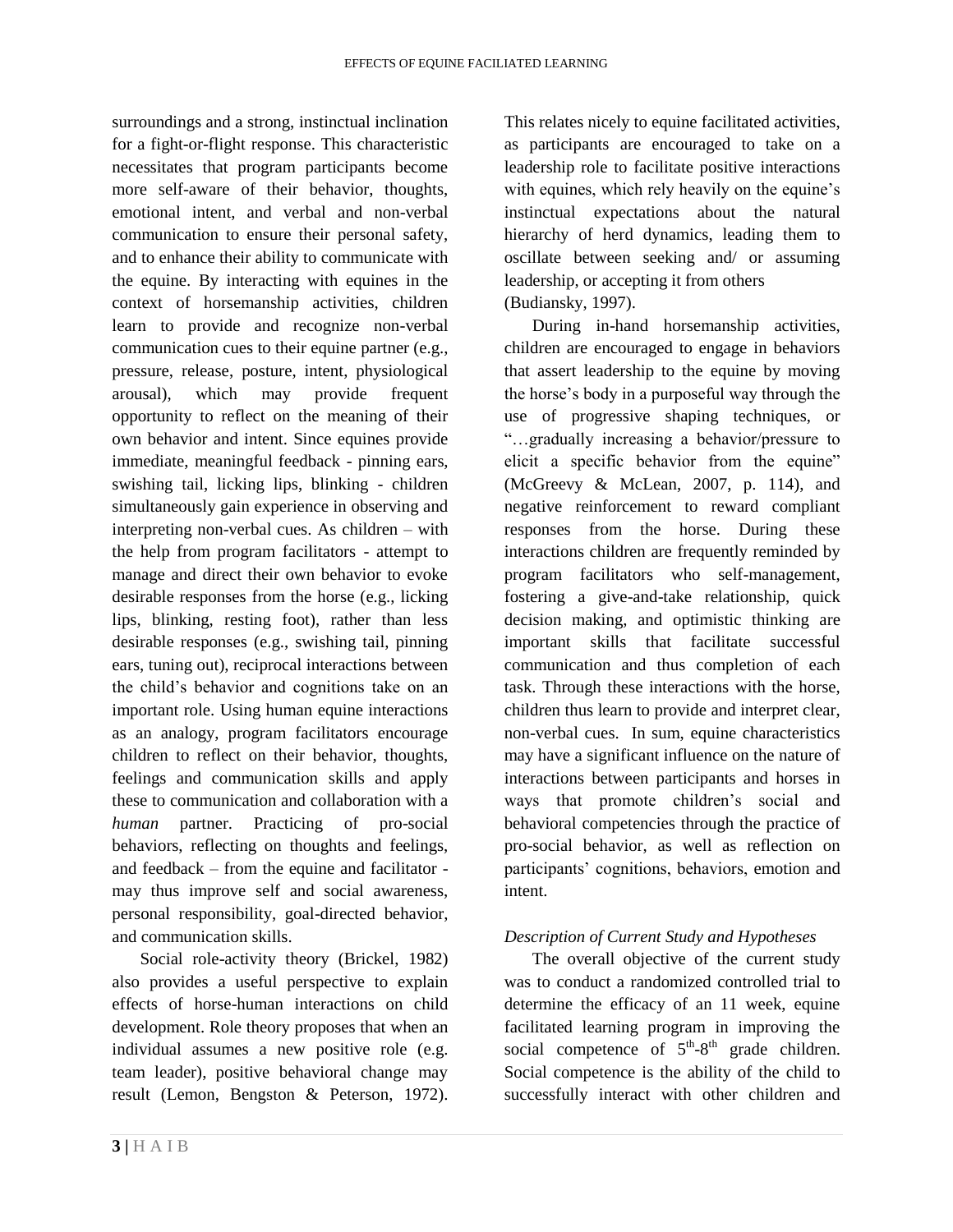surroundings and a strong, instinctual inclination for a fight-or-flight response. This characteristic necessitates that program participants become more self-aware of their behavior, thoughts, emotional intent, and verbal and non-verbal communication to ensure their personal safety, and to enhance their ability to communicate with the equine. By interacting with equines in the context of horsemanship activities, children learn to provide and recognize non-verbal communication cues to their equine partner (e.g., pressure, release, posture, intent, physiological arousal), which may provide frequent opportunity to reflect on the meaning of their own behavior and intent. Since equines provide immediate, meaningful feedback - pinning ears, swishing tail, licking lips, blinking - children simultaneously gain experience in observing and interpreting non-verbal cues. As children – with the help from program facilitators - attempt to manage and direct their own behavior to evoke desirable responses from the horse (e.g., licking lips, blinking, resting foot), rather than less desirable responses (e.g., swishing tail, pinning ears, tuning out), reciprocal interactions between the child's behavior and cognitions take on an important role. Using human equine interactions as an analogy, program facilitators encourage children to reflect on their behavior, thoughts, feelings and communication skills and apply these to communication and collaboration with a *human* partner. Practicing of pro-social behaviors, reflecting on thoughts and feelings, and feedback – from the equine and facilitator - may thus improve self and social awareness, personal responsibility, goal-directed behavior, and communication skills.

Social role-activity theory (Brickel, 1982) also provides a useful perspective to explain effects of horse-human interactions on child development. Role theory proposes that when an individual assumes a new positive role (e.g. team leader), positive behavioral change may result (Lemon, Bengston & Peterson, 1972). This relates nicely to equine facilitated activities, as participants are encouraged to take on a leadership role to facilitate positive interactions with equines, which rely heavily on the equine's instinctual expectations about the natural hierarchy of herd dynamics, leading them to oscillate between seeking and/ or assuming leadership, or accepting it from others (Budiansky, 1997).

During in-hand horsemanship activities, children are encouraged to engage in behaviors that assert leadership to the equine by moving the horse's body in a purposeful way through the use of progressive shaping techniques, or "…gradually increasing a behavior/pressure to elicit a specific behavior from the equine" (McGreevy & McLean, 2007, p. 114), and negative reinforcement to reward compliant responses from the horse. During these interactions children are frequently reminded by program facilitators who self-management, fostering a give-and-take relationship, quick decision making, and optimistic thinking are important skills that facilitate successful communication and thus completion of each task. Through these interactions with the horse, children thus learn to provide and interpret clear, non-verbal cues. In sum, equine characteristics may have a significant influence on the nature of interactions between participants and horses in ways that promote children's social and behavioral competencies through the practice of pro-social behavior, as well as reflection on participants' cognitions, behaviors, emotion and intent.

### *Description of Current Study and Hypotheses*

The overall objective of the current study was to conduct a randomized controlled trial to determine the efficacy of an 11 week, equine facilitated learning program in improving the social competence of 5th-8th grade children. Social competence is the ability of the child to successfully interact with other children and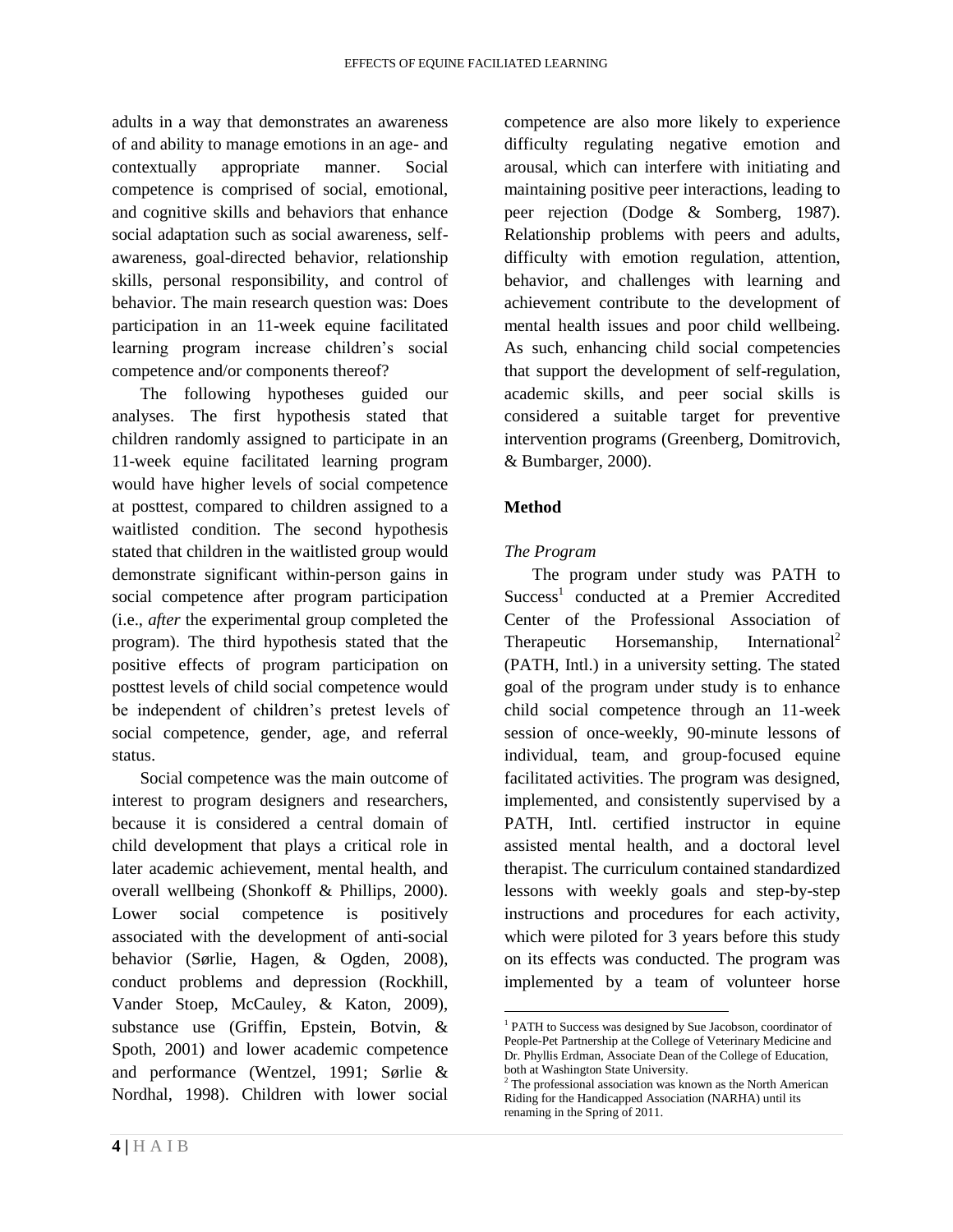adults in a way that demonstrates an awareness of and ability to manage emotions in an age- and contextually appropriate manner. Social competence is comprised of social, emotional, and cognitive skills and behaviors that enhance social adaptation such as social awareness, self-awareness, goal-directed behavior, relationship skills, personal responsibility, and control of behavior. The main research question was: Does participation in an 11-week equine facilitated learning program increase children's social competence and/or components thereof?

The following hypotheses guided our analyses. The first hypothesis stated that children randomly assigned to participate in an 11-week equine facilitated learning program would have higher levels of social competence at posttest, compared to children assigned to a waitlisted condition. The second hypothesis stated that children in the waitlisted group would demonstrate significant within-person gains in social competence after program participation (i.e., *after* the experimental group completed the program). The third hypothesis stated that the positive effects of program participation on posttest levels of child social competence would be independent of children's pretest levels of social competence, gender, age, and referral status.

Social competence was the main outcome of interest to program designers and researchers, because it is considered a central domain of child development that plays a critical role in later academic achievement, mental health, and overall wellbeing (Shonkoff & Phillips, 2000). Lower social competence is positively associated with the development of anti-social behavior (Sørlie, Hagen, & Ogden, 2008), conduct problems and depression (Rockhill, Vander Stoep, McCauley, & Katon, 2009), substance use (Griffin, Epstein, Botvin, & Spoth, 2001) and lower academic competence and performance (Wentzel, 1991; Sørlie & Nordhal, 1998). Children with lower social competence are also more likely to experience difficulty regulating negative emotion and arousal, which can interfere with initiating and maintaining positive peer interactions, leading to peer rejection (Dodge & Somberg, 1987). Relationship problems with peers and adults, difficulty with emotion regulation, attention, behavior, and challenges with learning and achievement contribute to the development of mental health issues and poor child wellbeing. As such, enhancing child social competencies that support the development of self-regulation, academic skills, and peer social skills is considered a suitable target for preventive intervention programs (Greenberg, Domitrovich, & Bumbarger, 2000).

## Method

### *The Program*

The program under study was PATH to Success[1] conducted at a Premier Accredited Center of the Professional Association of Therapeutic Horsemanship, International[2] (PATH, Intl.) in a university setting. The stated goal of the program under study is to enhance child social competence through an 11-week session of once-weekly, 90-minute lessons of individual, team, and group-focused equine facilitated activities. The program was designed, implemented, and consistently supervised by a PATH, Intl. certified instructor in equine assisted mental health, and a doctoral level therapist. The curriculum contained standardized lessons with weekly goals and step-by-step instructions and procedures for each activity, which were piloted for 3 years before this study on its effects was conducted. The program was implemented by a team of volunteer horse

---

[1] PATH to Success was designed by Sue Jacobson, coordinator of People-Pet Partnership at the College of Veterinary Medicine and Dr. Phyllis Erdman, Associate Dean of the College of Education, both at Washington State University.

[2] The professional association was known as the North American Riding for the Handicapped Association (NARHA) until its renaming in the Spring of 2011.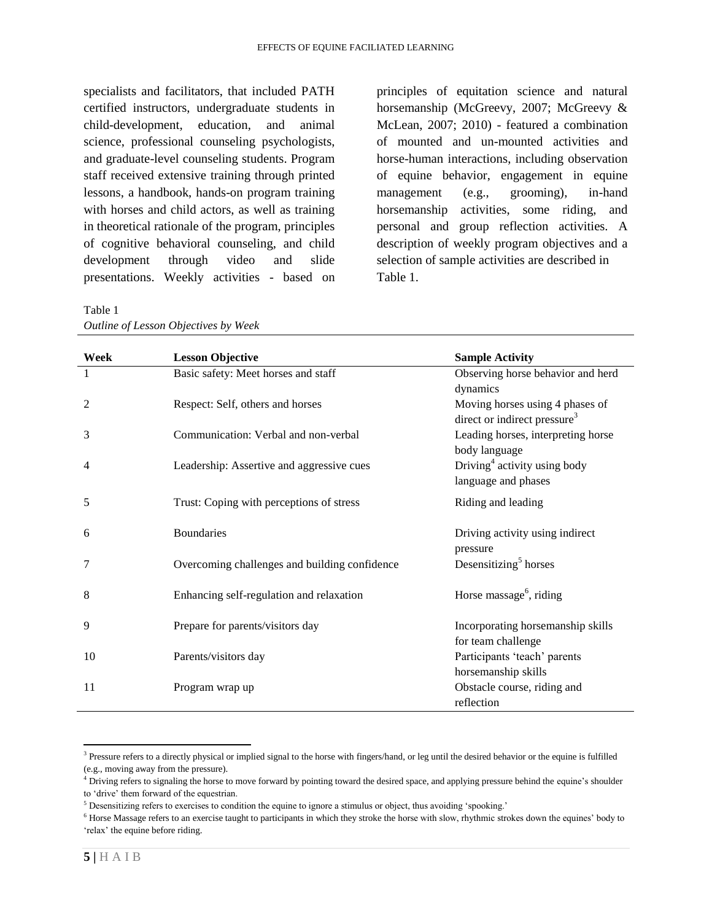specialists and facilitators, that included PATH certified instructors, undergraduate students in child-development, education, and animal science, professional counseling psychologists, and graduate-level counseling students. Program staff received extensive training through printed lessons, a handbook, hands-on program training with horses and child actors, as well as training in theoretical rationale of the program, principles of cognitive behavioral counseling, and child development through video and slide presentations. Weekly activities - based on principles of equitation science and natural horsemanship (McGreevy, 2007; McGreevy & McLean, 2007; 2010) - featured a combination of mounted and un-mounted activities and horse-human interactions, including observation of equine behavior, engagement in equine management (e.g., grooming), in-hand horsemanship activities, some riding, and personal and group reflection activities. A description of weekly program objectives and a selection of sample activities are described in Table 1.

Table 1
*Outline of Lesson Objectives by Week*

| Week | Lesson Objective | Sample Activity |
|---|---|---|
| 1 | Basic safety: Meet horses and staff | Observing horse behavior and herd dynamics |
| 2 | Respect: Self, others and horses | Moving horses using 4 phases of direct or indirect pressure[3] |
| 3 | Communication: Verbal and non-verbal | Leading horses, interpreting horse body language |
| 4 | Leadership: Assertive and aggressive cues | Driving[4] activity using body language and phases |
| 5 | Trust: Coping with perceptions of stress | Riding and leading |
| 6 | Boundaries | Driving activity using indirect pressure |
| 7 | Overcoming challenges and building confidence | Desensitizing[5] horses |
| 8 | Enhancing self-regulation and relaxation | Horse massage[6], riding |
| 9 | Prepare for parents/visitors day | Incorporating horsemanship skills for team challenge |
| 10 | Parents/visitors day | Participants 'teach' parents horsemanship skills |
| 11 | Program wrap up | Obstacle course, riding and reflection |

[3] Pressure refers to a directly physical or implied signal to the horse with fingers/hand, or leg until the desired behavior or the equine is fulfilled (e.g., moving away from the pressure).

[4] Driving refers to signaling the horse to move forward by pointing toward the desired space, and applying pressure behind the equine's shoulder to 'drive' them forward of the equestrian.

[5] Desensitizing refers to exercises to condition the equine to ignore a stimulus or object, thus avoiding 'spooking.'

[6] Horse Massage refers to an exercise taught to participants in which they stroke the horse with slow, rhythmic strokes down the equines' body to 'relax' the equine before riding.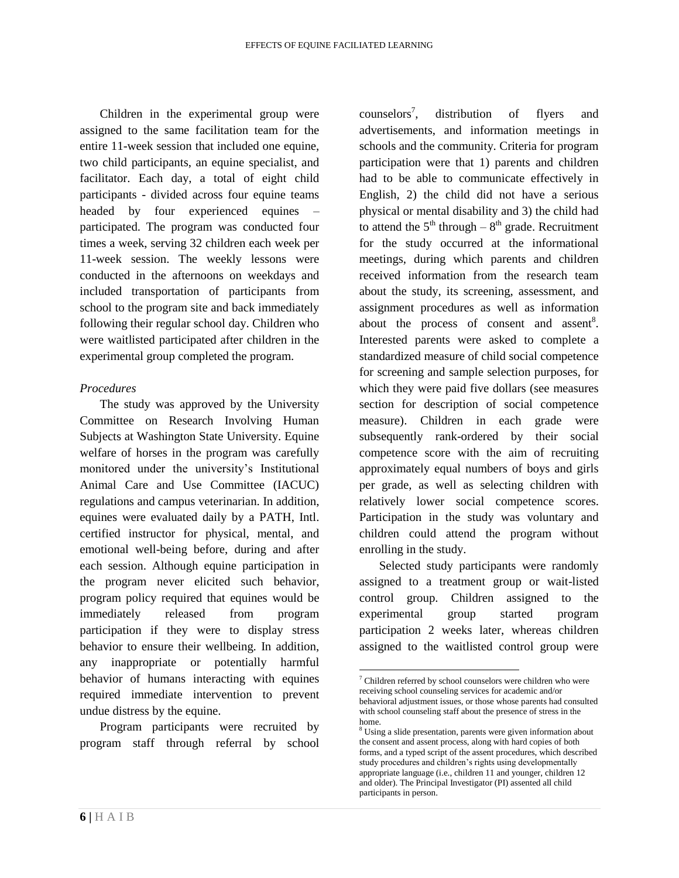Children in the experimental group were assigned to the same facilitation team for the entire 11-week session that included one equine, two child participants, an equine specialist, and facilitator. Each day, a total of eight child participants - divided across four equine teams headed by four experienced equines – participated. The program was conducted four times a week, serving 32 children each week per 11-week session. The weekly lessons were conducted in the afternoons on weekdays and included transportation of participants from school to the program site and back immediately following their regular school day. Children who were waitlisted participated after children in the experimental group completed the program.

*Procedures*

The study was approved by the University Committee on Research Involving Human Subjects at Washington State University. Equine welfare of horses in the program was carefully monitored under the university's Institutional Animal Care and Use Committee (IACUC) regulations and campus veterinarian. In addition, equines were evaluated daily by a PATH, Intl. certified instructor for physical, mental, and emotional well-being before, during and after each session. Although equine participation in the program never elicited such behavior, program policy required that equines would be immediately released from program participation if they were to display stress behavior to ensure their wellbeing. In addition, any inappropriate or potentially harmful behavior of humans interacting with equines required immediate intervention to prevent undue distress by the equine.

Program participants were recruited by program staff through referral by school counselors[7], distribution of flyers and advertisements, and information meetings in schools and the community. Criteria for program participation were that 1) parents and children had to be able to communicate effectively in English, 2) the child did not have a serious physical or mental disability and 3) the child had to attend the 5th through – 8th grade. Recruitment for the study occurred at the informational meetings, during which parents and children received information from the research team about the study, its screening, assessment, and assignment procedures as well as information about the process of consent and assent[8]. Interested parents were asked to complete a standardized measure of child social competence for screening and sample selection purposes, for which they were paid five dollars (see measures section for description of social competence measure). Children in each grade were subsequently rank-ordered by their social competence score with the aim of recruiting approximately equal numbers of boys and girls per grade, as well as selecting children with relatively lower social competence scores. Participation in the study was voluntary and children could attend the program without enrolling in the study.

Selected study participants were randomly assigned to a treatment group or wait-listed control group. Children assigned to the experimental group started program participation 2 weeks later, whereas children assigned to the waitlisted control group were

---

[7] Children referred by school counselors were children who were receiving school counseling services for academic and/or behavioral adjustment issues, or those whose parents had consulted with school counseling staff about the presence of stress in the home.

[8] Using a slide presentation, parents were given information about the consent and assent process, along with hard copies of both forms, and a typed script of the assent procedures, which described study procedures and children's rights using developmentally appropriate language (i.e., children 11 and younger, children 12 and older). The Principal Investigator (PI) assented all child participants in person.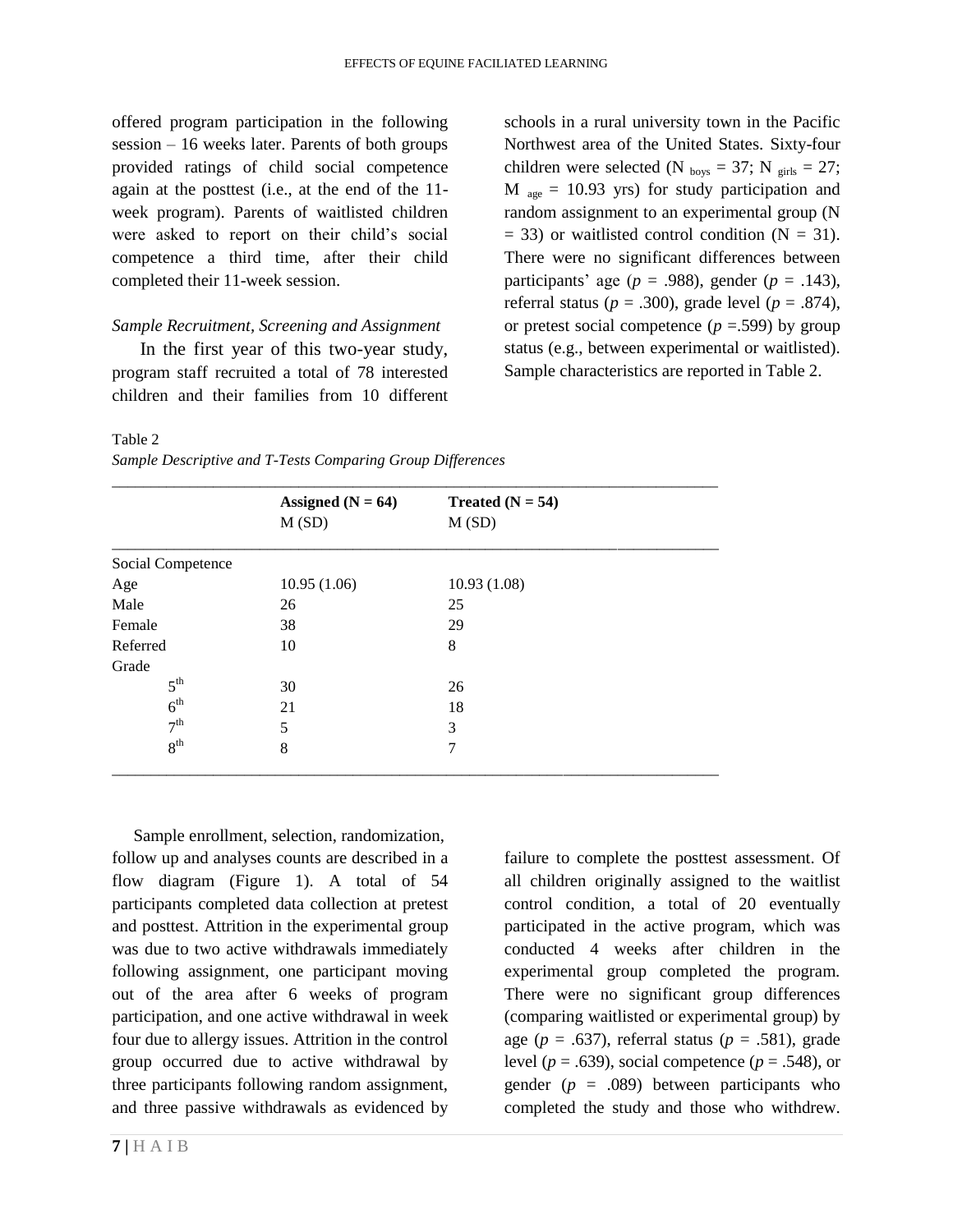offered program participation in the following session – 16 weeks later. Parents of both groups provided ratings of child social competence again at the posttest (i.e., at the end of the 11-week program). Parents of waitlisted children were asked to report on their child's social competence a third time, after their child completed their 11-week session.

*Sample Recruitment, Screening and Assignment*

In the first year of this two-year study, program staff recruited a total of 78 interested children and their families from 10 different schools in a rural university town in the Pacific Northwest area of the United States. Sixty-four children were selected ($N_{boys} = 37$; $N_{girls} = 27$; $M_{age} = 10.93$ yrs) for study participation and random assignment to an experimental group (N = 33) or waitlisted control condition (N = 31). There were no significant differences between participants' age ($p = .988$), gender ($p = .143$), referral status ($p = .300$), grade level ($p = .874$), or pretest social competence ($p = .599$) by group status (e.g., between experimental or waitlisted). Sample characteristics are reported in Table 2.

Table 2

*Sample Descriptive and T-Tests Comparing Group Differences*

| | **Assigned (N = 64)** M (SD) | **Treated (N = 54)** M (SD) |
|---|---|---|
| Social Competence | | |
| Age | 10.95 (1.06) | 10.93 (1.08) |
| Male | 26 | 25 |
| Female | 38 | 29 |
| Referred | 10 | 8 |
| Grade | | |
| 5th | 30 | 26 |
| 6th | 21 | 18 |
| 7th | 5 | 3 |
| 8th | 8 | 7 |

Sample enrollment, selection, randomization, follow up and analyses counts are described in a flow diagram (Figure 1). A total of 54 participants completed data collection at pretest and posttest. Attrition in the experimental group was due to two active withdrawals immediately following assignment, one participant moving out of the area after 6 weeks of program participation, and one active withdrawal in week four due to allergy issues. Attrition in the control group occurred due to active withdrawal by three participants following random assignment, and three passive withdrawals as evidenced by failure to complete the posttest assessment. Of all children originally assigned to the waitlist control condition, a total of 20 eventually participated in the active program, which was conducted 4 weeks after children in the experimental group completed the program. There were no significant group differences (comparing waitlisted or experimental group) by age ($p = .637$), referral status ($p = .581$), grade level ($p = .639$), social competence ($p = .548$), or gender ($p = .089$) between participants who completed the study and those who withdrew.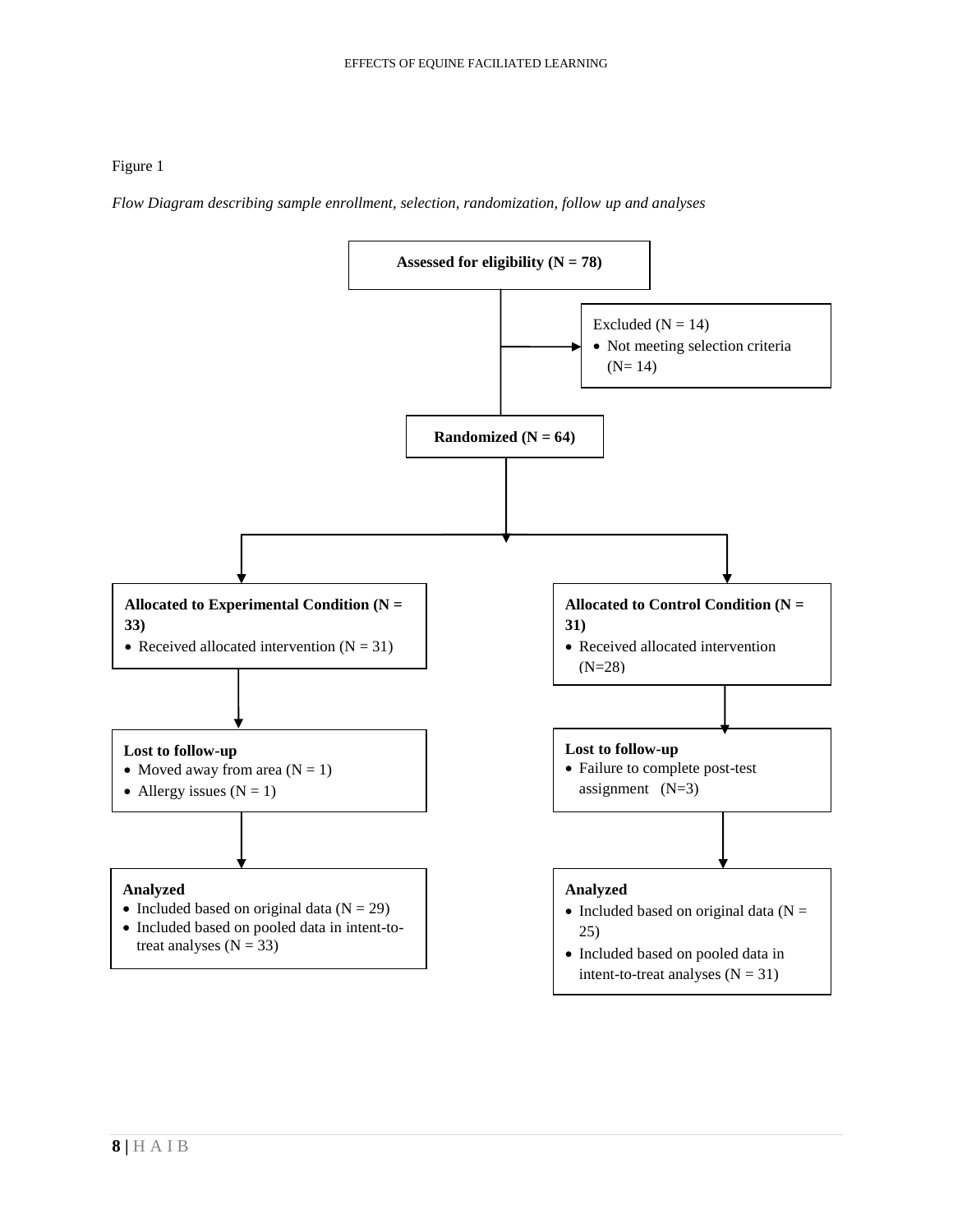Figure 1

*Flow Diagram describing sample enrollment, selection, randomization, follow up and analyses*

**Assessed for eligibility (N = 78)**

Excluded (N = 14)

- Not meeting selection criteria (N= 14)

**Randomized (N = 64)**

**Allocated to Experimental Condition (N = 33)**

- Received allocated intervention (N = 31)

**Lost to follow-up**

- Moved away from area (N = 1)
- Allergy issues (N = 1)

**Analyzed**

- Included based on original data (N = 29)
- Included based on pooled data in intent-to-treat analyses (N = 33)

**Allocated to Control Condition (N = 31)**

- Received allocated intervention (N=28)

**Lost to follow-up**

- Failure to complete post-test assignment (N=3)

**Analyzed**

- Included based on original data (N = 25)
- Included based on pooled data in intent-to-treat analyses (N = 31)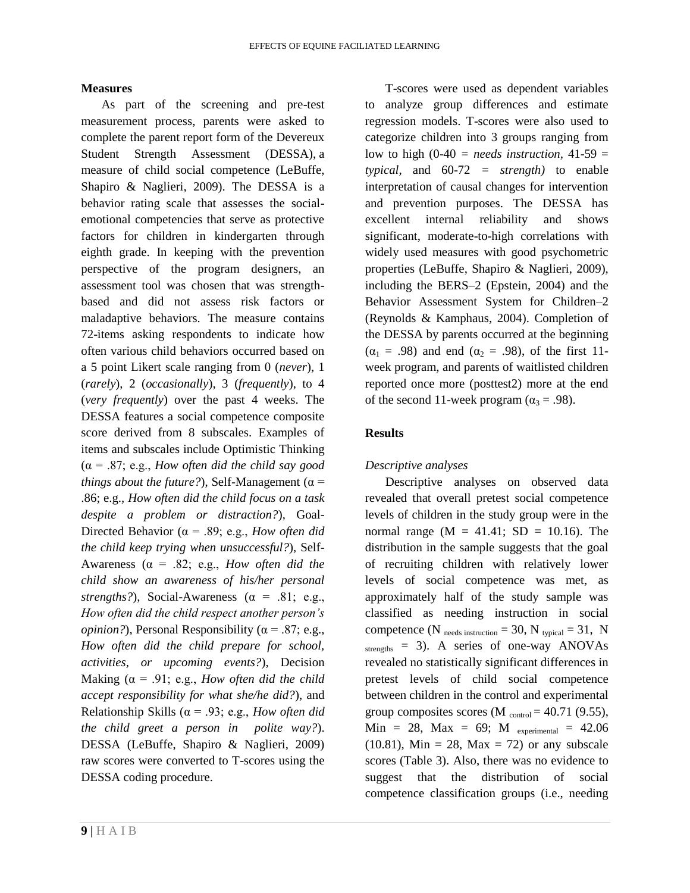## Measures

As part of the screening and pre-test measurement process, parents were asked to complete the parent report form of the Devereux Student Strength Assessment (DESSA), a measure of child social competence (LeBuffe, Shapiro & Naglieri, 2009). The DESSA is a behavior rating scale that assesses the social-emotional competencies that serve as protective factors for children in kindergarten through eighth grade. In keeping with the prevention perspective of the program designers, an assessment tool was chosen that was strength-based and did not assess risk factors or maladaptive behaviors. The measure contains 72-items asking respondents to indicate how often various child behaviors occurred based on a 5 point Likert scale ranging from 0 (*never*), 1 (*rarely*), 2 (*occasionally*), 3 (*frequently*), to 4 (*very frequently*) over the past 4 weeks. The DESSA features a social competence composite score derived from 8 subscales. Examples of items and subscales include Optimistic Thinking ($\alpha$ = .87; e.g., *How often did the child say good things about the future?*), Self-Management ($\alpha$ = .86; e.g., *How often did the child focus on a task despite a problem or distraction?*), Goal-Directed Behavior ($\alpha$ = .89; e.g., *How often did the child keep trying when unsuccessful?*), Self-Awareness ($\alpha$ = .82; e.g., *How often did the child show an awareness of his/her personal strengths?*), Social-Awareness ($\alpha$ = .81; e.g., *How often did the child respect another person's opinion?*), Personal Responsibility ($\alpha$ = .87; e.g., *How often did the child prepare for school, activities, or upcoming events?*), Decision Making ($\alpha$ = .91; e.g., *How often did the child accept responsibility for what she/he did?*), and Relationship Skills ($\alpha$ = .93; e.g., *How often did the child greet a person in polite way?*). DESSA (LeBuffe, Shapiro & Naglieri, 2009) raw scores were converted to T-scores using the DESSA coding procedure.

T-scores were used as dependent variables to analyze group differences and estimate regression models. T-scores were also used to categorize children into 3 groups ranging from low to high (0-40 = *needs instruction*, 41-59 = *typical*, and 60-72 = *strength)* to enable interpretation of causal changes for intervention and prevention purposes. The DESSA has excellent internal reliability and shows significant, moderate-to-high correlations with widely used measures with good psychometric properties (LeBuffe, Shapiro & Naglieri, 2009), including the BERS–2 (Epstein, 2004) and the Behavior Assessment System for Children–2 (Reynolds & Kamphaus, 2004). Completion of the DESSA by parents occurred at the beginning ($\alpha_1$ = .98) and end ($\alpha_2$ = .98), of the first 11-week program, and parents of waitlisted children reported once more (posttest2) more at the end of the second 11-week program ($\alpha_3$ = .98).

## Results

### *Descriptive analyses*

Descriptive analyses on observed data revealed that overall pretest social competence levels of children in the study group were in the normal range (M = 41.41; SD = 10.16). The distribution in the sample suggests that the goal of recruiting children with relatively lower levels of social competence was met, as approximately half of the study sample was classified as needing instruction in social competence ($N_{\text{needs instruction}} = 30$, $N_{\text{typical}} = 31$, $N_{\text{strengths}} = 3$). A series of one-way ANOVAs revealed no statistically significant differences in pretest levels of child social competence between children in the control and experimental group composites scores ($M_{\text{control}} = 40.71$ (9.55), Min = 28, Max = 69; $M_{\text{experimental}} = 42.06$ (10.81), Min = 28, Max = 72) or any subscale scores (Table 3). Also, there was no evidence to suggest that the distribution of social competence classification groups (i.e., needing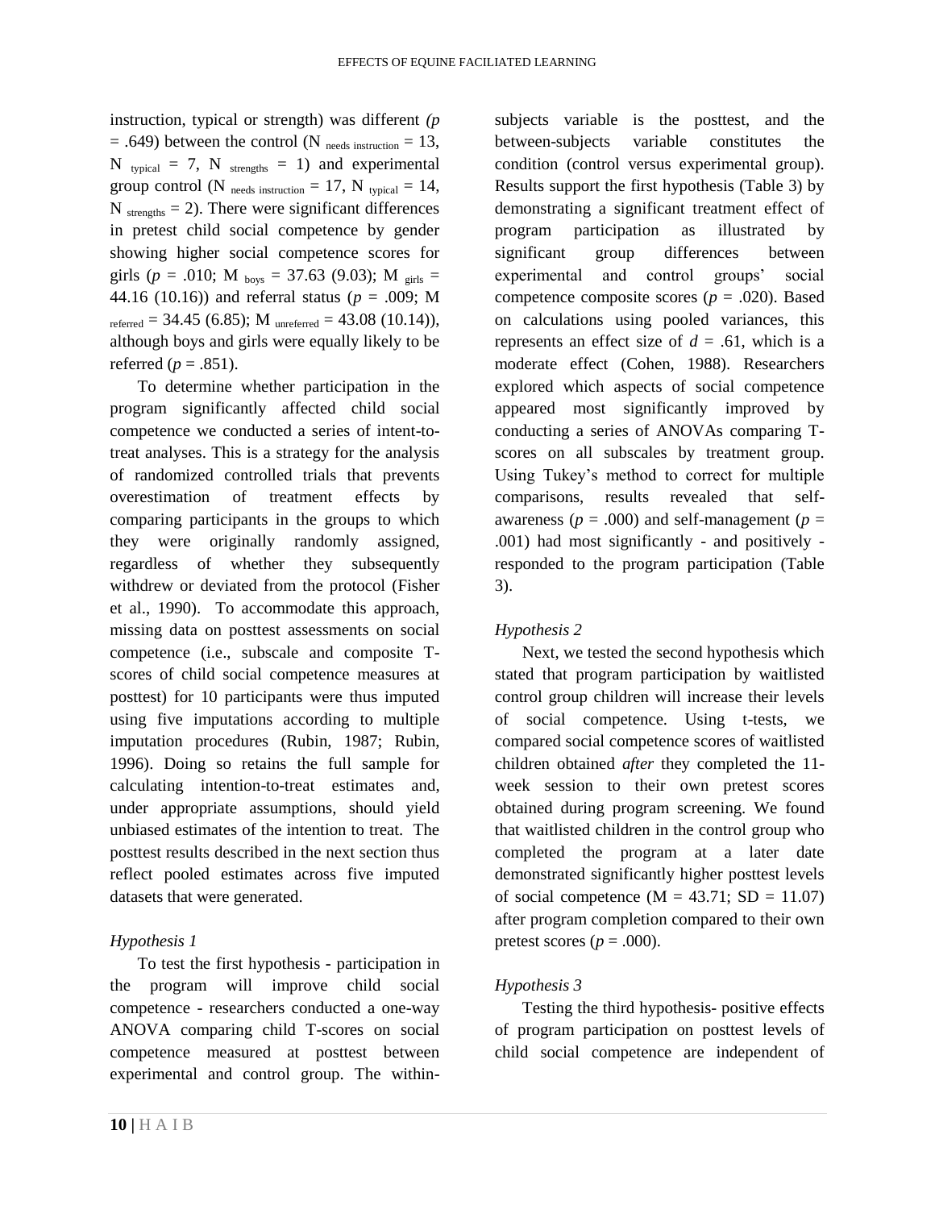instruction, typical or strength) was different *(p* = .649) between the control ($N_{\text{needs instruction}}$ = 13, $N_{\text{typical}}$ = 7, $N_{\text{strengths}}$ = 1) and experimental group control ($N_{\text{needs instruction}}$ = 17, $N_{\text{typical}}$ = 14, $N_{\text{strengths}}$ = 2). There were significant differences in pretest child social competence by gender showing higher social competence scores for girls (*p* = .010; $M_{\text{boys}}$ = 37.63 (9.03); $M_{\text{girls}}$ = 44.16 (10.16)) and referral status (*p* = .009; $M_{\text{referred}}$ = 34.45 (6.85); $M_{\text{unreferred}}$ = 43.08 (10.14)), although boys and girls were equally likely to be referred (*p* = .851).

To determine whether participation in the program significantly affected child social competence we conducted a series of intent-to-treat analyses. This is a strategy for the analysis of randomized controlled trials that prevents overestimation of treatment effects by comparing participants in the groups to which they were originally randomly assigned, regardless of whether they subsequently withdrew or deviated from the protocol (Fisher et al., 1990). To accommodate this approach, missing data on posttest assessments on social competence (i.e., subscale and composite T-scores of child social competence measures at posttest) for 10 participants were thus imputed using five imputations according to multiple imputation procedures (Rubin, 1987; Rubin, 1996). Doing so retains the full sample for calculating intention-to-treat estimates and, under appropriate assumptions, should yield unbiased estimates of the intention to treat. The posttest results described in the next section thus reflect pooled estimates across five imputed datasets that were generated.

### *Hypothesis 1*

To test the first hypothesis - participation in the program will improve child social competence - researchers conducted a one-way ANOVA comparing child T-scores on social competence measured at posttest between experimental and control group. The within-subjects variable is the posttest, and the between-subjects variable constitutes the condition (control versus experimental group). Results support the first hypothesis (Table 3) by demonstrating a significant treatment effect of program participation as illustrated by significant group differences between experimental and control groups' social competence composite scores (*p* = .020). Based on calculations using pooled variances, this represents an effect size of *d* = .61, which is a moderate effect (Cohen, 1988). Researchers explored which aspects of social competence appeared most significantly improved by conducting a series of ANOVAs comparing T-scores on all subscales by treatment group. Using Tukey's method to correct for multiple comparisons, results revealed that self-awareness (*p* = .000) and self-management (*p* = .001) had most significantly - and positively - responded to the program participation (Table 3).

### *Hypothesis 2*

Next, we tested the second hypothesis which stated that program participation by waitlisted control group children will increase their levels of social competence. Using t-tests, we compared social competence scores of waitlisted children obtained *after* they completed the 11-week session to their own pretest scores obtained during program screening. We found that waitlisted children in the control group who completed the program at a later date demonstrated significantly higher posttest levels of social competence (M = 43.71; SD = 11.07) after program completion compared to their own pretest scores (*p* = .000).

### *Hypothesis 3*

Testing the third hypothesis- positive effects of program participation on posttest levels of child social competence are independent of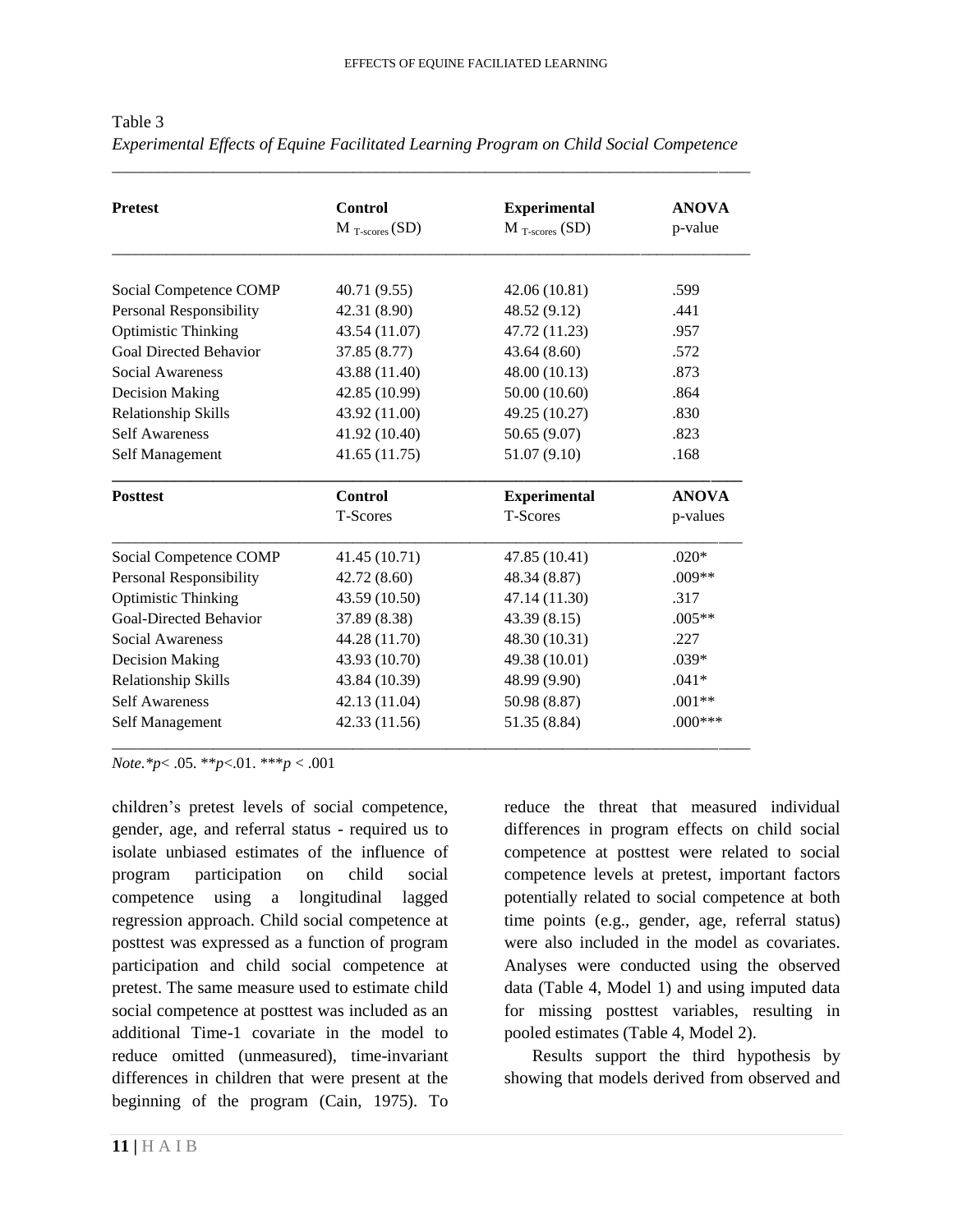Table 3

*Experimental Effects of Equine Facilitated Learning Program on Child Social Competence*

| **Pretest** | **Control** M $_{T\text{-scores}}$ (SD) | **Experimental** M $_{T\text{-scores}}$ (SD) | **ANOVA** p-value |
|---|---|---|---|
| Social Competence COMP | 40.71 (9.55) | 42.06 (10.81) | .599 |
| Personal Responsibility | 42.31 (8.90) | 48.52 (9.12) | .441 |
| Optimistic Thinking | 43.54 (11.07) | 47.72 (11.23) | .957 |
| Goal Directed Behavior | 37.85 (8.77) | 43.64 (8.60) | .572 |
| Social Awareness | 43.88 (11.40) | 48.00 (10.13) | .873 |
| Decision Making | 42.85 (10.99) | 50.00 (10.60) | .864 |
| Relationship Skills | 43.92 (11.00) | 49.25 (10.27) | .830 |
| Self Awareness | 41.92 (10.40) | 50.65 (9.07) | .823 |
| Self Management | 41.65 (11.75) | 51.07 (9.10) | .168 |
| **Posttest** | **Control** T-Scores | **Experimental** T-Scores | **ANOVA** p-values |
| Social Competence COMP | 41.45 (10.71) | 47.85 (10.41) | .020* |
| Personal Responsibility | 42.72 (8.60) | 48.34 (8.87) | .009** |
| Optimistic Thinking | 43.59 (10.50) | 47.14 (11.30) | .317 |
| Goal-Directed Behavior | 37.89 (8.38) | 43.39 (8.15) | .005** |
| Social Awareness | 44.28 (11.70) | 48.30 (10.31) | .227 |
| Decision Making | 43.93 (10.70) | 49.38 (10.01) | .039* |
| Relationship Skills | 43.84 (10.39) | 48.99 (9.90) | .041* |
| Self Awareness | 42.13 (11.04) | 50.98 (8.87) | .001** |
| Self Management | 42.33 (11.56) | 51.35 (8.84) | .000*** |

*Note.*\**p*< .05. \*\**p*<.01. \*\*\**p* < .001

children's pretest levels of social competence, gender, age, and referral status - required us to isolate unbiased estimates of the influence of program participation on child social competence using a longitudinal lagged regression approach. Child social competence at posttest was expressed as a function of program participation and child social competence at pretest. The same measure used to estimate child social competence at posttest was included as an additional Time-1 covariate in the model to reduce omitted (unmeasured), time-invariant differences in children that were present at the beginning of the program (Cain, 1975). To reduce the threat that measured individual differences in program effects on child social competence at posttest were related to social competence levels at pretest, important factors potentially related to social competence at both time points (e.g., gender, age, referral status) were also included in the model as covariates. Analyses were conducted using the observed data (Table 4, Model 1) and using imputed data for missing posttest variables, resulting in pooled estimates (Table 4, Model 2).

Results support the third hypothesis by showing that models derived from observed and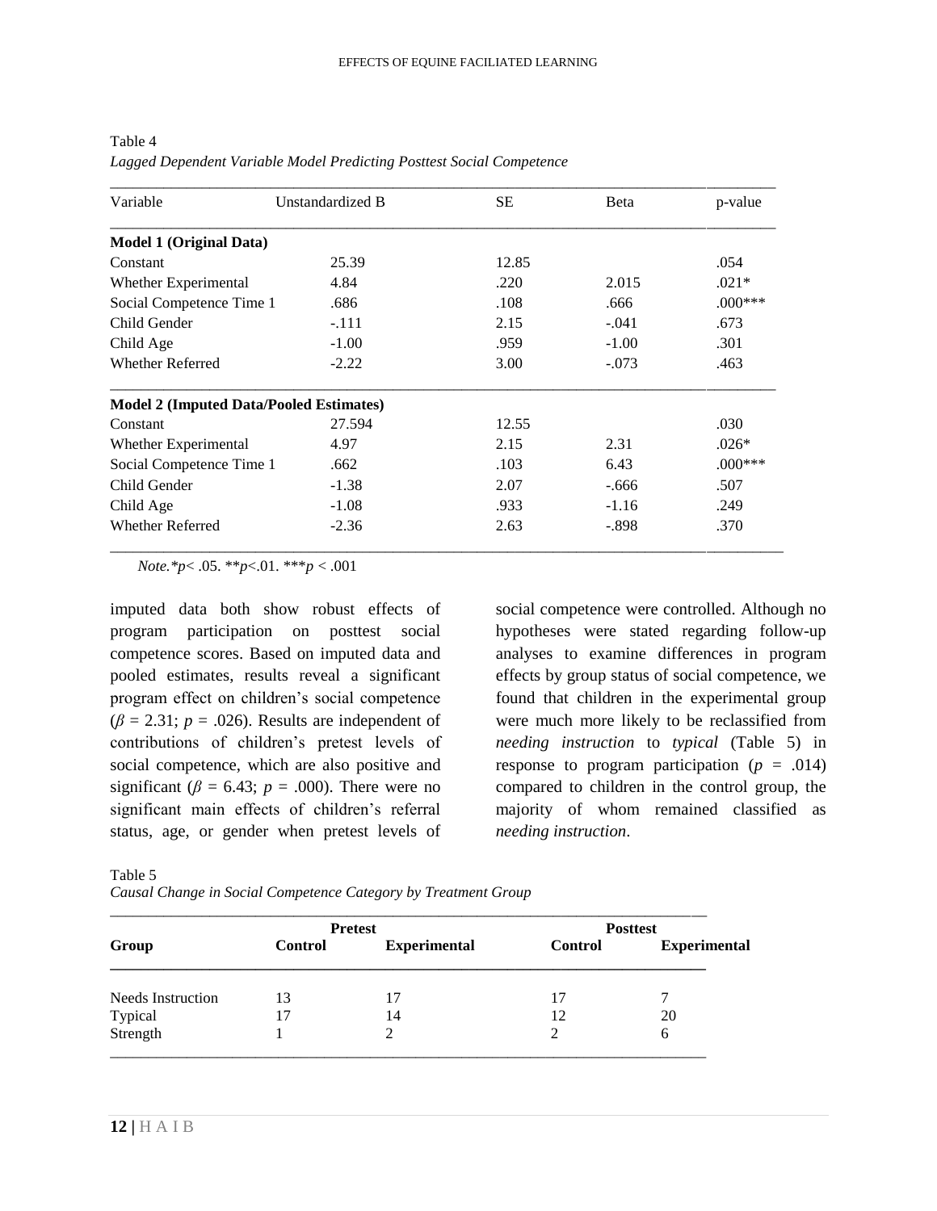Table 4
*Lagged Dependent Variable Model Predicting Posttest Social Competence*

| Variable | Unstandardized B | SE | Beta | p-value |
|---|---|---|---|---|
| **Model 1 (Original Data)** | | | | |
| Constant | 25.39 | 12.85 | | .054 |
| Whether Experimental | 4.84 | .220 | 2.015 | .021* |
| Social Competence Time 1 | .686 | .108 | .666 | .000*** |
| Child Gender | -.111 | 2.15 | -.041 | .673 |
| Child Age | -1.00 | .959 | -1.00 | .301 |
| Whether Referred | -2.22 | 3.00 | -.073 | .463 |
| **Model 2 (Imputed Data/Pooled Estimates)** | | | | |
| Constant | 27.594 | 12.55 | | .030 |
| Whether Experimental | 4.97 | 2.15 | 2.31 | .026* |
| Social Competence Time 1 | .662 | .103 | 6.43 | .000*** |
| Child Gender | -1.38 | 2.07 | -.666 | .507 |
| Child Age | -1.08 | .933 | -1.16 | .249 |
| Whether Referred | -2.36 | 2.63 | -.898 | .370 |

*Note.* \*$p < .05$. \*\*$p < .01$. \*\*\*$p < .001$

imputed data both show robust effects of program participation on posttest social competence scores. Based on imputed data and pooled estimates, results reveal a significant program effect on children's social competence ($\beta = 2.31$; $p = .026$). Results are independent of contributions of children's pretest levels of social competence, which are also positive and significant ($\beta = 6.43$; $p = .000$). There were no significant main effects of children's referral status, age, or gender when pretest levels of social competence were controlled. Although no hypotheses were stated regarding follow-up analyses to examine differences in program effects by group status of social competence, we found that children in the experimental group were much more likely to be reclassified from *needing instruction* to *typical* (Table 5) in response to program participation ($p = .014$) compared to children in the control group, the majority of whom remained classified as *needing instruction*.

Table 5
*Causal Change in Social Competence Category by Treatment Group*

| | **Pretest** | | **Posttest** | |
|---|---|---|---|---|
| **Group** | **Control** | **Experimental** | **Control** | **Experimental** |
| Needs Instruction | 13 | 17 | 17 | 7 |
| Typical | 17 | 14 | 12 | 20 |
| Strength | 1 | 2 | 2 | 6 |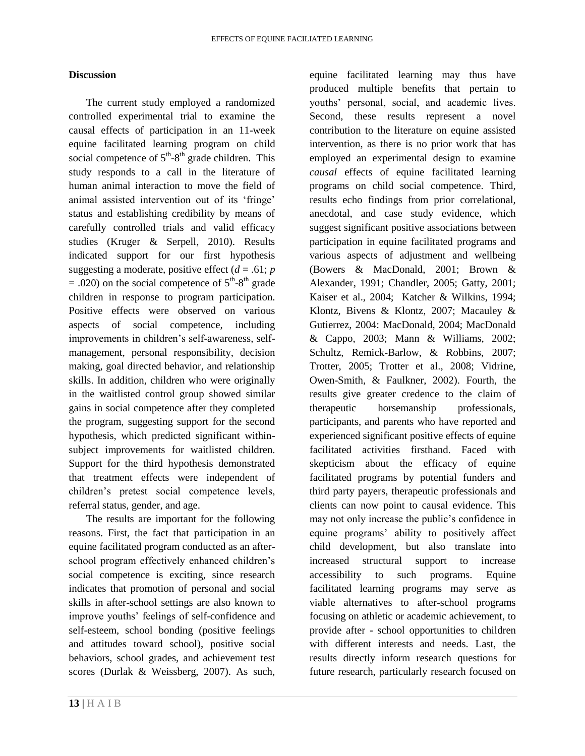## Discussion

The current study employed a randomized controlled experimental trial to examine the causal effects of participation in an 11-week equine facilitated learning program on child social competence of $5^{th}$-$8^{th}$ grade children. This study responds to a call in the literature of human animal interaction to move the field of animal assisted intervention out of its 'fringe' status and establishing credibility by means of carefully controlled trials and valid efficacy studies (Kruger & Serpell, 2010). Results indicated support for our first hypothesis suggesting a moderate, positive effect ($d = .61$; $p = .020$) on the social competence of $5^{th}$-$8^{th}$ grade children in response to program participation. Positive effects were observed on various aspects of social competence, including improvements in children's self-awareness, self-management, personal responsibility, decision making, goal directed behavior, and relationship skills. In addition, children who were originally in the waitlisted control group showed similar gains in social competence after they completed the program, suggesting support for the second hypothesis, which predicted significant within-subject improvements for waitlisted children. Support for the third hypothesis demonstrated that treatment effects were independent of children's pretest social competence levels, referral status, gender, and age.

The results are important for the following reasons. First, the fact that participation in an equine facilitated program conducted as an after-school program effectively enhanced children's social competence is exciting, since research indicates that promotion of personal and social skills in after-school settings are also known to improve youths' feelings of self-confidence and self-esteem, school bonding (positive feelings and attitudes toward school), positive social behaviors, school grades, and achievement test scores (Durlak & Weissberg, 2007). As such, equine facilitated learning may thus have produced multiple benefits that pertain to youths' personal, social, and academic lives. Second, these results represent a novel contribution to the literature on equine assisted intervention, as there is no prior work that has employed an experimental design to examine *causal* effects of equine facilitated learning programs on child social competence. Third, results echo findings from prior correlational, anecdotal, and case study evidence, which suggest significant positive associations between participation in equine facilitated programs and various aspects of adjustment and wellbeing (Bowers & MacDonald, 2001; Brown & Alexander, 1991; Chandler, 2005; Gatty, 2001; Kaiser et al., 2004; Katcher & Wilkins, 1994; Klontz, Bivens & Klontz, 2007; Macauley & Gutierrez, 2004: MacDonald, 2004; MacDonald & Cappo, 2003; Mann & Williams, 2002; Schultz, Remick-Barlow, & Robbins, 2007; Trotter, 2005; Trotter et al., 2008; Vidrine, Owen-Smith, & Faulkner, 2002). Fourth, the results give greater credence to the claim of therapeutic horsemanship professionals, participants, and parents who have reported and experienced significant positive effects of equine facilitated activities firsthand. Faced with skepticism about the efficacy of equine facilitated programs by potential funders and third party payers, therapeutic professionals and clients can now point to causal evidence. This may not only increase the public's confidence in equine programs' ability to positively affect child development, but also translate into increased structural support to increase accessibility to such programs. Equine facilitated learning programs may serve as viable alternatives to after-school programs focusing on athletic or academic achievement, to provide after - school opportunities to children with different interests and needs. Last, the results directly inform research questions for future research, particularly research focused on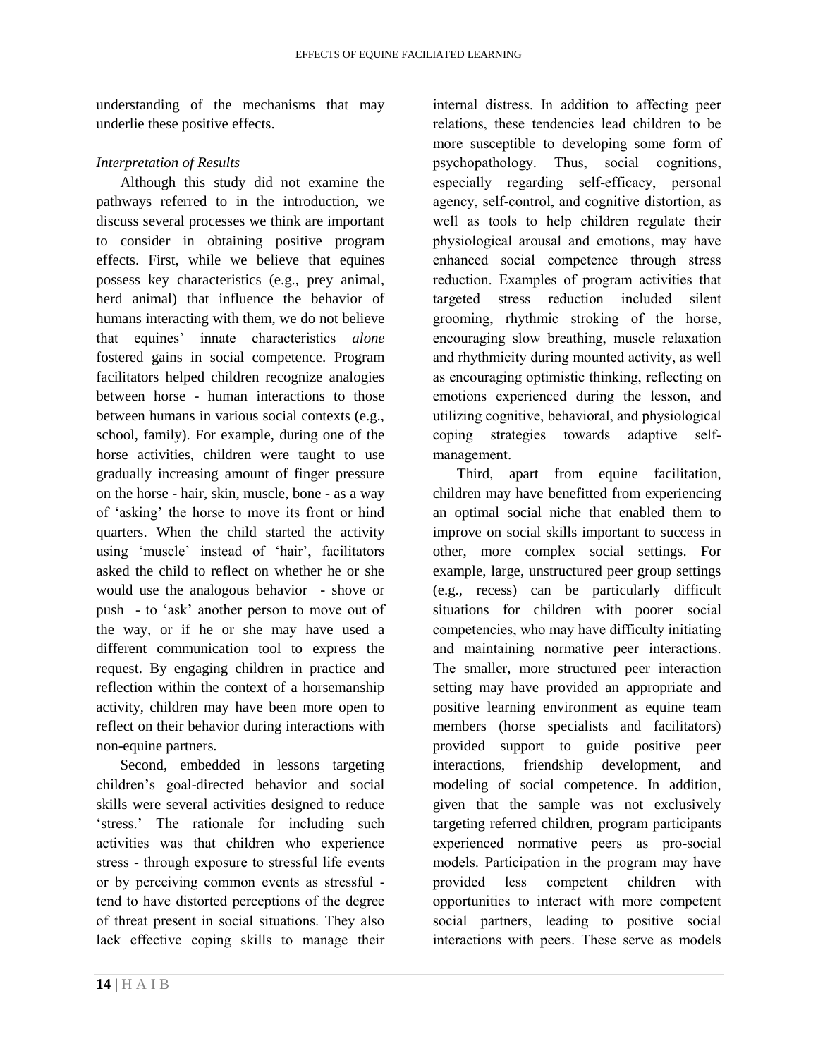understanding of the mechanisms that may underlie these positive effects.

*Interpretation of Results*

Although this study did not examine the pathways referred to in the introduction, we discuss several processes we think are important to consider in obtaining positive program effects. First, while we believe that equines possess key characteristics (e.g., prey animal, herd animal) that influence the behavior of humans interacting with them, we do not believe that equines' innate characteristics *alone* fostered gains in social competence. Program facilitators helped children recognize analogies between horse - human interactions to those between humans in various social contexts (e.g., school, family). For example, during one of the horse activities, children were taught to use gradually increasing amount of finger pressure on the horse - hair, skin, muscle, bone - as a way of 'asking' the horse to move its front or hind quarters. When the child started the activity using 'muscle' instead of 'hair', facilitators asked the child to reflect on whether he or she would use the analogous behavior - shove or push - to 'ask' another person to move out of the way, or if he or she may have used a different communication tool to express the request. By engaging children in practice and reflection within the context of a horsemanship activity, children may have been more open to reflect on their behavior during interactions with non-equine partners.

Second, embedded in lessons targeting children's goal-directed behavior and social skills were several activities designed to reduce 'stress.' The rationale for including such activities was that children who experience stress - through exposure to stressful life events or by perceiving common events as stressful - tend to have distorted perceptions of the degree of threat present in social situations. They also lack effective coping skills to manage their internal distress. In addition to affecting peer relations, these tendencies lead children to be more susceptible to developing some form of psychopathology. Thus, social cognitions, especially regarding self-efficacy, personal agency, self-control, and cognitive distortion, as well as tools to help children regulate their physiological arousal and emotions, may have enhanced social competence through stress reduction. Examples of program activities that targeted stress reduction included silent grooming, rhythmic stroking of the horse, encouraging slow breathing, muscle relaxation and rhythmicity during mounted activity, as well as encouraging optimistic thinking, reflecting on emotions experienced during the lesson, and utilizing cognitive, behavioral, and physiological coping strategies towards adaptive self-management.

Third, apart from equine facilitation, children may have benefitted from experiencing an optimal social niche that enabled them to improve on social skills important to success in other, more complex social settings. For example, large, unstructured peer group settings (e.g., recess) can be particularly difficult situations for children with poorer social competencies, who may have difficulty initiating and maintaining normative peer interactions. The smaller, more structured peer interaction setting may have provided an appropriate and positive learning environment as equine team members (horse specialists and facilitators) provided support to guide positive peer interactions, friendship development, and modeling of social competence. In addition, given that the sample was not exclusively targeting referred children, program participants experienced normative peers as pro-social models. Participation in the program may have provided less competent children with opportunities to interact with more competent social partners, leading to positive social interactions with peers. These serve as models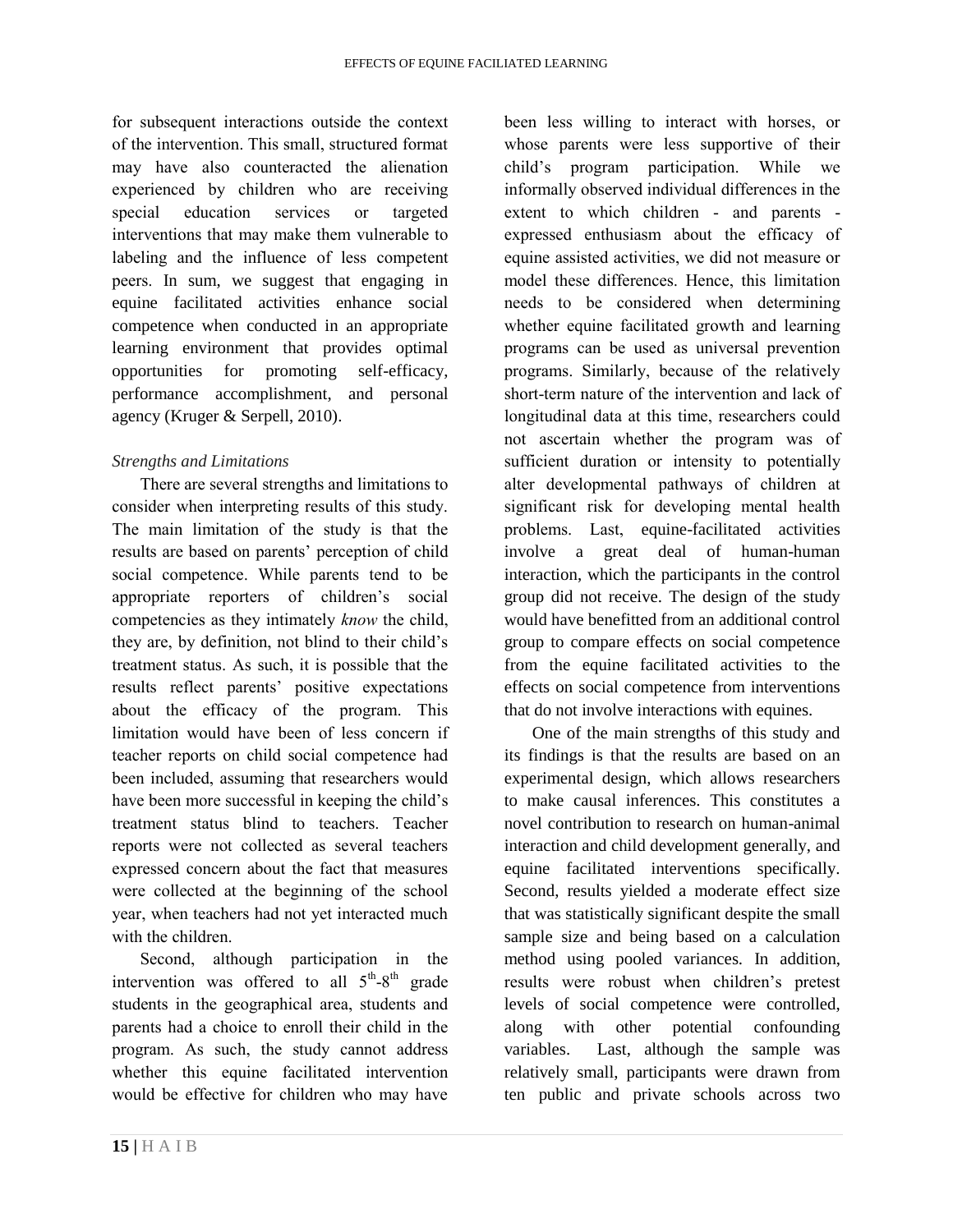for subsequent interactions outside the context of the intervention. This small, structured format may have also counteracted the alienation experienced by children who are receiving special education services or targeted interventions that may make them vulnerable to labeling and the influence of less competent peers. In sum, we suggest that engaging in equine facilitated activities enhance social competence when conducted in an appropriate learning environment that provides optimal opportunities for promoting self-efficacy, performance accomplishment, and personal agency (Kruger & Serpell, 2010).

*Strengths and Limitations*

There are several strengths and limitations to consider when interpreting results of this study. The main limitation of the study is that the results are based on parents' perception of child social competence. While parents tend to be appropriate reporters of children's social competencies as they intimately *know* the child, they are, by definition, not blind to their child's treatment status. As such, it is possible that the results reflect parents' positive expectations about the efficacy of the program. This limitation would have been of less concern if teacher reports on child social competence had been included, assuming that researchers would have been more successful in keeping the child's treatment status blind to teachers. Teacher reports were not collected as several teachers expressed concern about the fact that measures were collected at the beginning of the school year, when teachers had not yet interacted much with the children.

Second, although participation in the intervention was offered to all 5th-8th grade students in the geographical area, students and parents had a choice to enroll their child in the program. As such, the study cannot address whether this equine facilitated intervention would be effective for children who may have been less willing to interact with horses, or whose parents were less supportive of their child's program participation. While we informally observed individual differences in the extent to which children - and parents - expressed enthusiasm about the efficacy of equine assisted activities, we did not measure or model these differences. Hence, this limitation needs to be considered when determining whether equine facilitated growth and learning programs can be used as universal prevention programs. Similarly, because of the relatively short-term nature of the intervention and lack of longitudinal data at this time, researchers could not ascertain whether the program was of sufficient duration or intensity to potentially alter developmental pathways of children at significant risk for developing mental health problems. Last, equine-facilitated activities involve a great deal of human-human interaction, which the participants in the control group did not receive. The design of the study would have benefitted from an additional control group to compare effects on social competence from the equine facilitated activities to the effects on social competence from interventions that do not involve interactions with equines.

One of the main strengths of this study and its findings is that the results are based on an experimental design, which allows researchers to make causal inferences. This constitutes a novel contribution to research on human-animal interaction and child development generally, and equine facilitated interventions specifically. Second, results yielded a moderate effect size that was statistically significant despite the small sample size and being based on a calculation method using pooled variances. In addition, results were robust when children's pretest levels of social competence were controlled, along with other potential confounding variables. Last, although the sample was relatively small, participants were drawn from ten public and private schools across two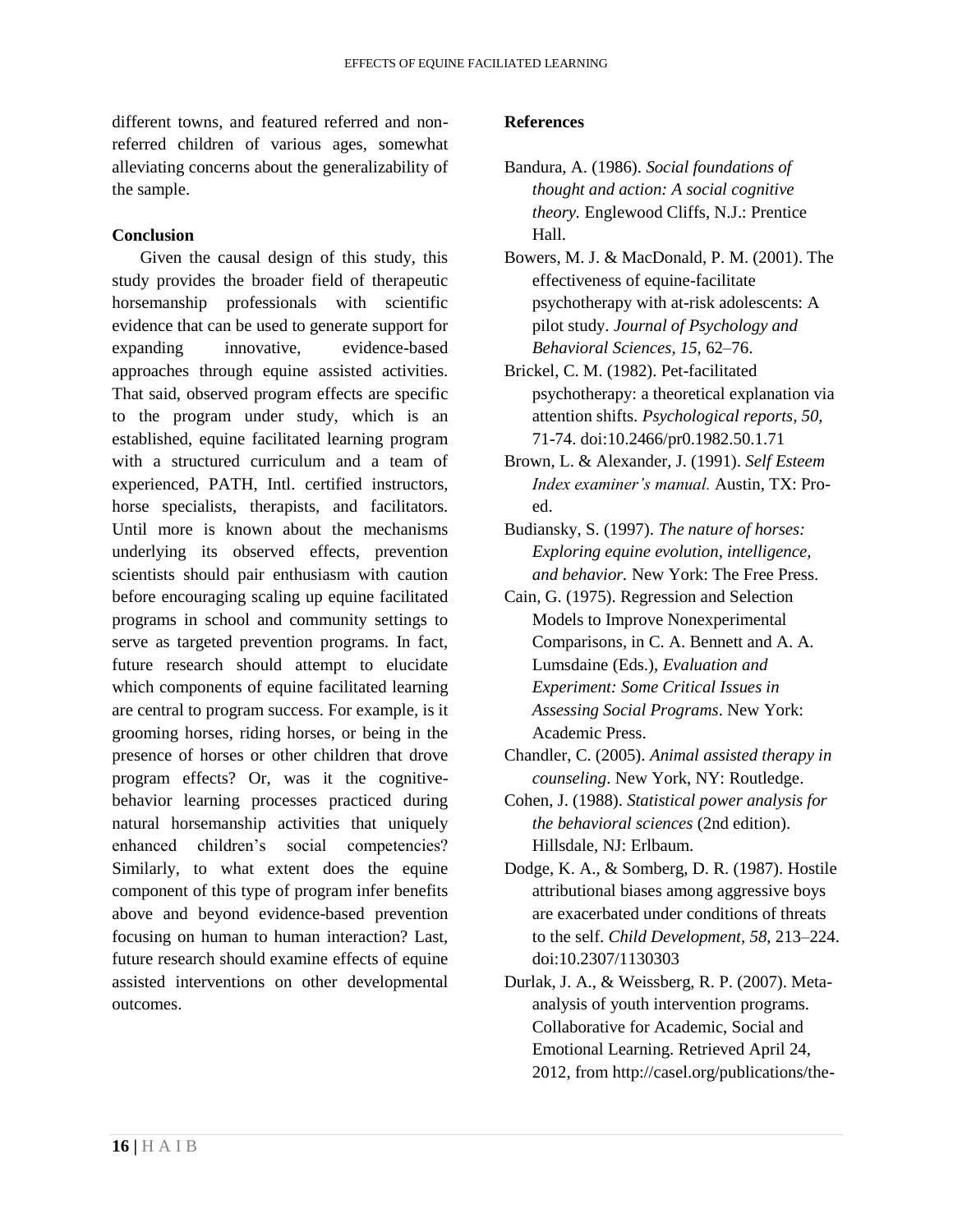different towns, and featured referred and non-referred children of various ages, somewhat alleviating concerns about the generalizability of the sample.

**Conclusion**

Given the causal design of this study, this study provides the broader field of therapeutic horsemanship professionals with scientific evidence that can be used to generate support for expanding innovative, evidence-based approaches through equine assisted activities. That said, observed program effects are specific to the program under study, which is an established, equine facilitated learning program with a structured curriculum and a team of experienced, PATH, Intl. certified instructors, horse specialists, therapists, and facilitators. Until more is known about the mechanisms underlying its observed effects, prevention scientists should pair enthusiasm with caution before encouraging scaling up equine facilitated programs in school and community settings to serve as targeted prevention programs. In fact, future research should attempt to elucidate which components of equine facilitated learning are central to program success. For example, is it grooming horses, riding horses, or being in the presence of horses or other children that drove program effects? Or, was it the cognitive-behavior learning processes practiced during natural horsemanship activities that uniquely enhanced children's social competencies? Similarly, to what extent does the equine component of this type of program infer benefits above and beyond evidence-based prevention focusing on human to human interaction? Last, future research should examine effects of equine assisted interventions on other developmental outcomes.

**References**

Bandura, A. (1986). *Social foundations of thought and action: A social cognitive theory.* Englewood Cliffs, N.J.: Prentice Hall.

Bowers, M. J. & MacDonald, P. M. (2001). The effectiveness of equine-facilitate psychotherapy with at-risk adolescents: A pilot study. *Journal of Psychology and Behavioral Sciences, 15*, 62–76.

Brickel, C. M. (1982). Pet-facilitated psychotherapy: a theoretical explanation via attention shifts. *Psychological reports, 50,* 71-74. doi:10.2466/pr0.1982.50.1.71

Brown, L. & Alexander, J. (1991). *Self Esteem Index examiner's manual.* Austin, TX: Pro-ed.

Budiansky, S. (1997). *The nature of horses: Exploring equine evolution, intelligence, and behavior.* New York: The Free Press.

Cain, G. (1975). Regression and Selection Models to Improve Nonexperimental Comparisons, in C. A. Bennett and A. A. Lumsdaine (Eds.), *Evaluation and Experiment: Some Critical Issues in Assessing Social Programs*. New York: Academic Press.

Chandler, C. (2005). *Animal assisted therapy in counseling*. New York, NY: Routledge.

Cohen, J. (1988). *Statistical power analysis for the behavioral sciences* (2nd edition). Hillsdale, NJ: Erlbaum.

Dodge, K. A., & Somberg, D. R. (1987). Hostile attributional biases among aggressive boys are exacerbated under conditions of threats to the self. *Child Development, 58*, 213–224. doi:10.2307/1130303

Durlak, J. A., & Weissberg, R. P. (2007). Meta-analysis of youth intervention programs. Collaborative for Academic, Social and Emotional Learning. Retrieved April 24, 2012, from http://casel.org/publications/the-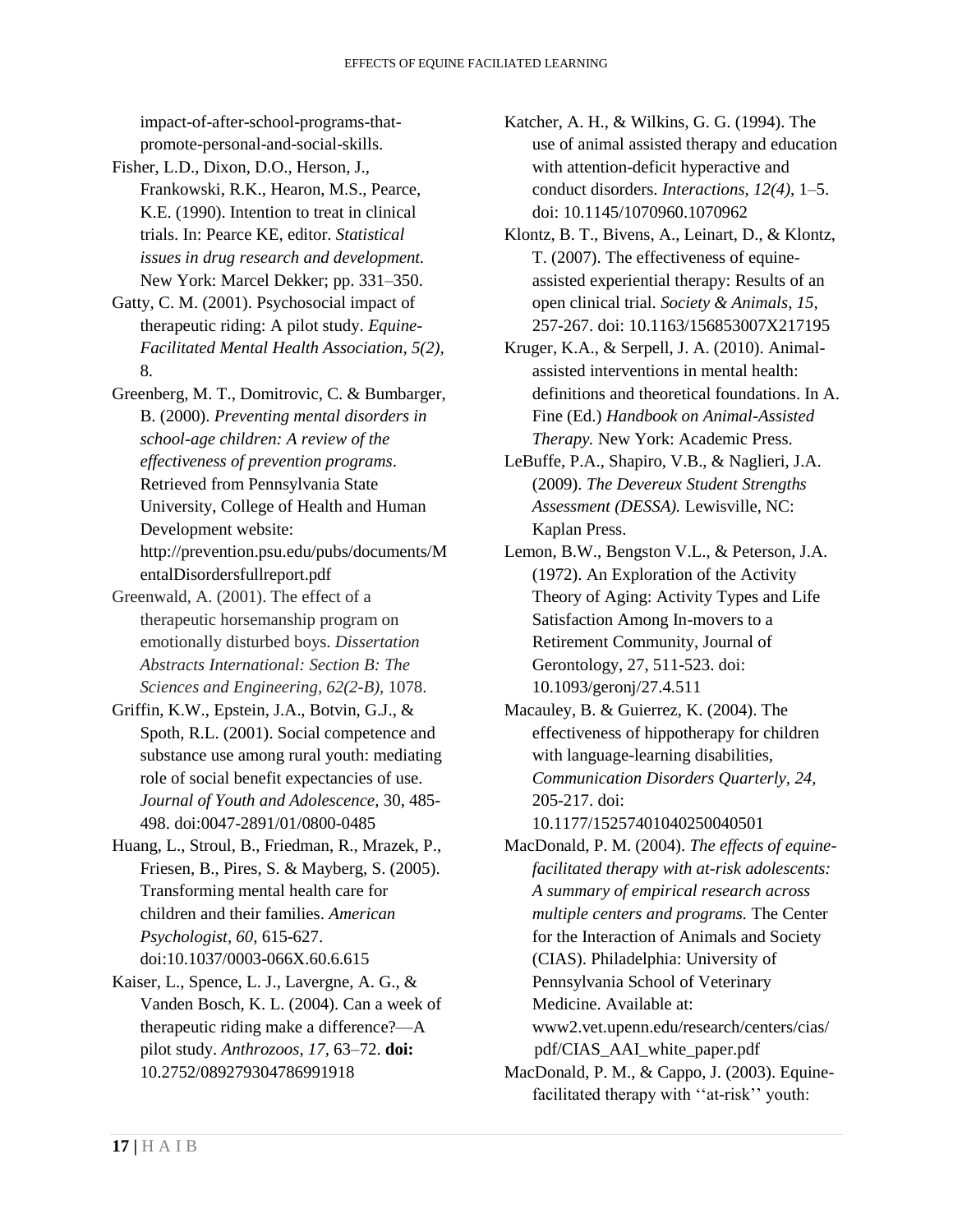impact-of-after-school-programs-that-promote-personal-and-social-skills.

Fisher, L.D., Dixon, D.O., Herson, J., Frankowski, R.K., Hearon, M.S., Pearce, K.E. (1990). Intention to treat in clinical trials. In: Pearce KE, editor. *Statistical issues in drug research and development.* New York: Marcel Dekker; pp. 331–350.

Gatty, C. M. (2001). Psychosocial impact of therapeutic riding: A pilot study. *Equine-Facilitated Mental Health Association, 5(2),* 8.

Greenberg, M. T., Domitrovic, C. & Bumbarger, B. (2000). *Preventing mental disorders in school-age children: A review of the effectiveness of prevention programs*. Retrieved from Pennsylvania State University, College of Health and Human Development website: http://prevention.psu.edu/pubs/documents/MentalDisordersfullreport.pdf

Greenwald, A. (2001). The effect of a therapeutic horsemanship program on emotionally disturbed boys. *Dissertation Abstracts International: Section B: The Sciences and Engineering, 62(2-B),* 1078.

Griffin, K.W., Epstein, J.A., Botvin, G.J., & Spoth, R.L. (2001). Social competence and substance use among rural youth: mediating role of social benefit expectancies of use. *Journal of Youth and Adolescence*, 30, 485-498. doi:0047-2891/01/0800-0485

Huang, L., Stroul, B., Friedman, R., Mrazek, P., Friesen, B., Pires, S. & Mayberg, S. (2005). Transforming mental health care for children and their families. *American Psychologist, 60*, 615-627. doi:10.1037/0003-066X.60.6.615

Kaiser, L., Spence, L. J., Lavergne, A. G., & Vanden Bosch, K. L. (2004). Can a week of therapeutic riding make a difference?—A pilot study. *Anthrozoos, 17,* 63–72. **doi:** 10.2752/089279304786991918

Katcher, A. H., & Wilkins, G. G. (1994). The use of animal assisted therapy and education with attention-deficit hyperactive and conduct disorders. *Interactions, 12(4),* 1–5. doi: 10.1145/1070960.1070962

Klontz, B. T., Bivens, A., Leinart, D., & Klontz, T. (2007). The effectiveness of equine-assisted experiential therapy: Results of an open clinical trial. *Society & Animals, 15,* 257-267. doi: 10.1163/156853007X217195

Kruger, K.A., & Serpell, J. A. (2010). Animal-assisted interventions in mental health: definitions and theoretical foundations. In A. Fine (Ed.) *Handbook on Animal-Assisted Therapy.* New York: Academic Press.

LeBuffe, P.A., Shapiro, V.B., & Naglieri, J.A. (2009). *The Devereux Student Strengths Assessment (DESSA).* Lewisville, NC: Kaplan Press.

Lemon, B.W., Bengston V.L., & Peterson, J.A. (1972). An Exploration of the Activity Theory of Aging: Activity Types and Life Satisfaction Among In-movers to a Retirement Community, Journal of Gerontology, 27, 511-523. doi: 10.1093/geronj/27.4.511

Macauley, B. & Guierrez, K. (2004). The effectiveness of hippotherapy for children with language-learning disabilities, *Communication Disorders Quarterly, 24,* 205-217. doi: 10.1177/15257401040250040501

MacDonald, P. M. (2004). *The effects of equine-facilitated therapy with at-risk adolescents: A summary of empirical research across multiple centers and programs.* The Center for the Interaction of Animals and Society (CIAS). Philadelphia: University of Pennsylvania School of Veterinary Medicine. Available at: www2.vet.upenn.edu/research/centers/cias/pdf/CIAS_AAI_white_paper.pdf

MacDonald, P. M., & Cappo, J. (2003). Equine-facilitated therapy with ''at-risk'' youth: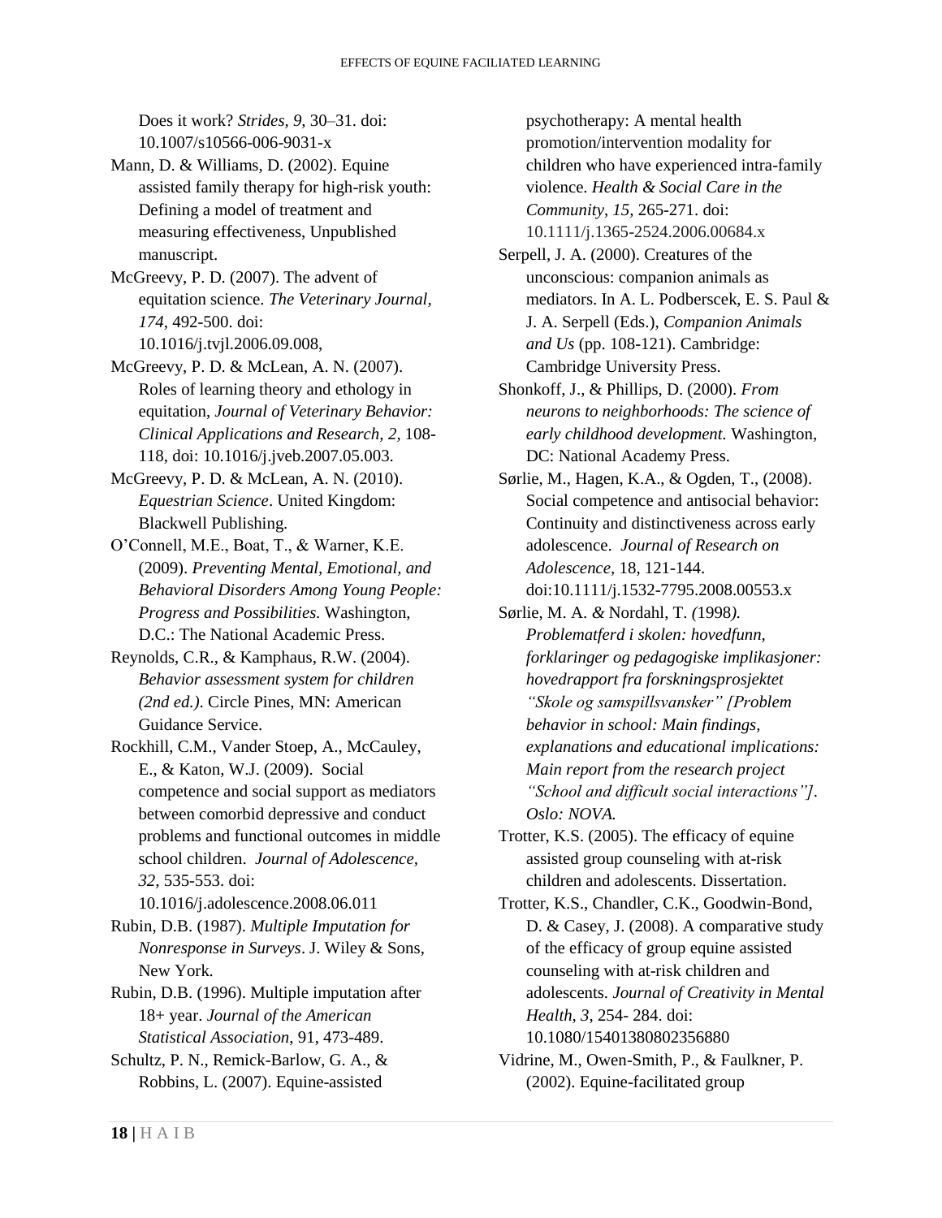Does it work? *Strides*, *9*, 30–31. doi: 10.1007/s10566-006-9031-x

Mann, D. & Williams, D. (2002). Equine assisted family therapy for high-risk youth: Defining a model of treatment and measuring effectiveness, Unpublished manuscript.

McGreevy, P. D. (2007). The advent of equitation science. *The Veterinary Journal, 174,* 492-500. doi: 10.1016/j.tvjl.2006.09.008,

McGreevy, P. D. & McLean, A. N. (2007). Roles of learning theory and ethology in equitation, *Journal of Veterinary Behavior: Clinical Applications and Research, 2,* 108-118, doi: 10.1016/j.jveb.2007.05.003.

McGreevy, P. D. & McLean, A. N. (2010). *Equestrian Science*. United Kingdom: Blackwell Publishing.

O'Connell, M.E., Boat, T., & Warner, K.E. (2009). *Preventing Mental, Emotional, and Behavioral Disorders Among Young People: Progress and Possibilities.* Washington, D.C.: The National Academic Press.

Reynolds, C.R., & Kamphaus, R.W. (2004). *Behavior assessment system for children (2nd ed.)*. Circle Pines, MN: American Guidance Service.

Rockhill, C.M., Vander Stoep, A., McCauley, E., & Katon, W.J. (2009). Social competence and social support as mediators between comorbid depressive and conduct problems and functional outcomes in middle school children. *Journal of Adolescence, 32,* 535-553. doi: 10.1016/j.adolescence.2008.06.011

Rubin, D.B. (1987). *Multiple Imputation for Nonresponse in Surveys*. J. Wiley & Sons, New York.

Rubin, D.B. (1996). Multiple imputation after 18+ year. *Journal of the American Statistical Association*, 91, 473-489.

Schultz, P. N., Remick-Barlow, G. A., & Robbins, L. (2007). Equine-assisted psychotherapy: A mental health promotion/intervention modality for children who have experienced intra-family violence. *Health & Social Care in the Community*, *15,* 265-271. doi: 10.1111/j.1365-2524.2006.00684.x

Serpell, J. A. (2000). Creatures of the unconscious: companion animals as mediators. In A. L. Podberscek, E. S. Paul & J. A. Serpell (Eds.), *Companion Animals and Us* (pp. 108-121). Cambridge: Cambridge University Press.

Shonkoff, J., & Phillips, D. (2000). *From neurons to neighborhoods: The science of early childhood development.* Washington, DC: National Academy Press.

Sørlie, M., Hagen, K.A., & Ogden, T., (2008). Social competence and antisocial behavior: Continuity and distinctiveness across early adolescence. *Journal of Research on Adolescence*, 18, 121-144. doi:10.1111/j.1532-7795.2008.00553.x

Sørlie, M. A. *&* Nordahl, T. *(*1998*). Problematferd i skolen: hovedfunn, forklaringer og pedagogiske implikasjoner: hovedrapport fra forskningsprosjektet "Skole og samspillsvansker" [Problem behavior in school: Main findings, explanations and educational implications: Main report from the research project "School and difficult social interactions"]. Oslo: NOVA.*

Trotter, K.S. (2005). The efficacy of equine assisted group counseling with at-risk children and adolescents. Dissertation.

Trotter, K.S., Chandler, C.K., Goodwin-Bond, D. & Casey, J. (2008). A comparative study of the efficacy of group equine assisted counseling with at-risk children and adolescents. *Journal of Creativity in Mental Health, 3,* 254- 284. doi: 10.1080/15401380802356880

Vidrine, M., Owen-Smith, P., & Faulkner, P. (2002). Equine-facilitated group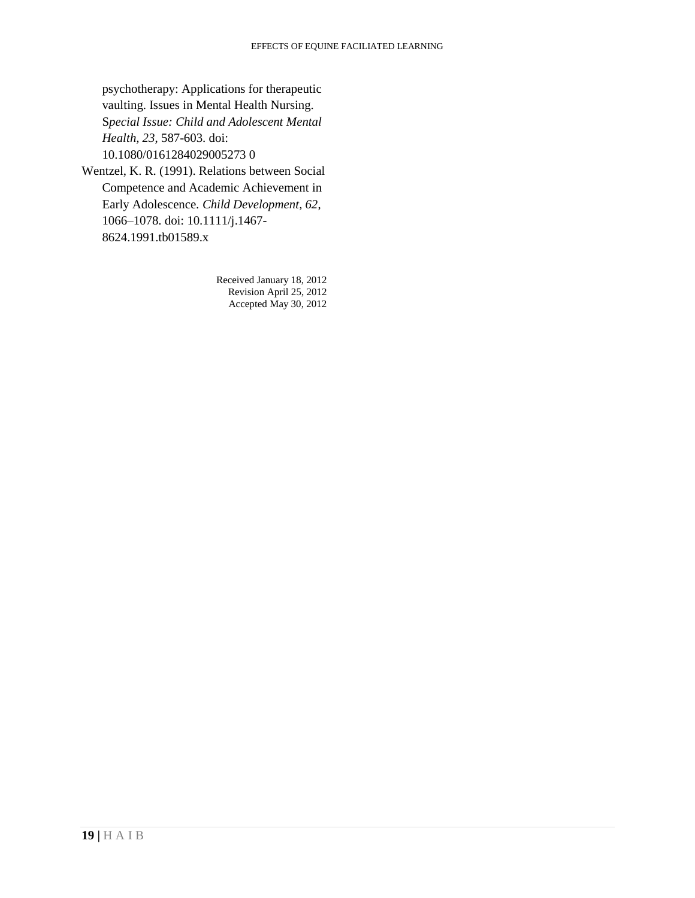psychotherapy: Applications for therapeutic vaulting. Issues in Mental Health Nursing. S*pecial Issue: Child and Adolescent Mental Health, 23*, 587-603. doi: 10.1080/0161284029005273 0

Wentzel, K. R. (1991). Relations between Social Competence and Academic Achievement in Early Adolescence. *Child Development, 62*, 1066–1078. doi: 10.1111/j.1467-8624.1991.tb01589.x

Received January 18, 2012
Revision April 25, 2012
Accepted May 30, 2012